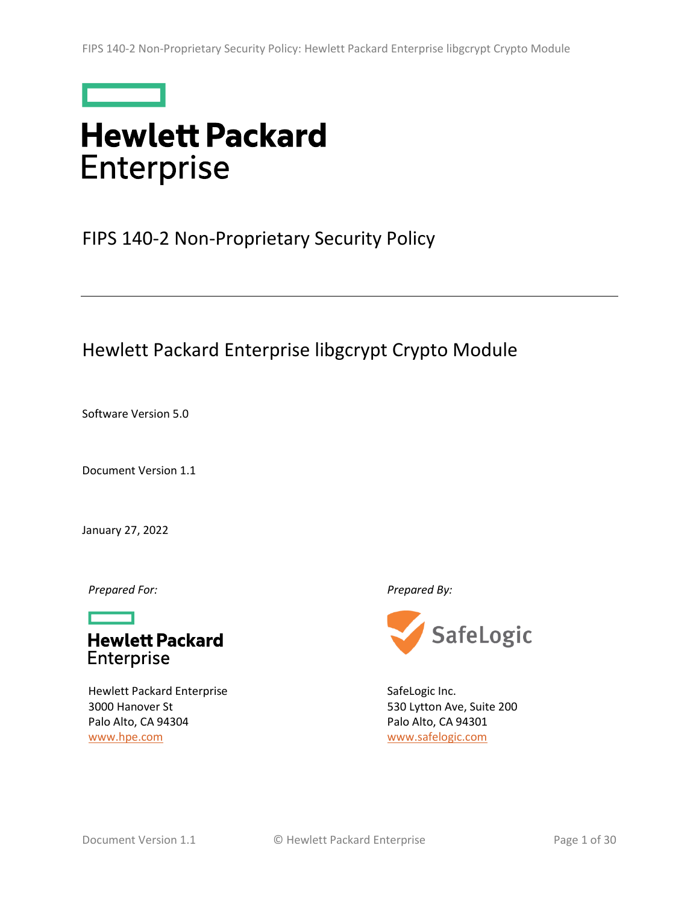# Hewlett Packard Enterprise

## FIPS 140-2 Non-Proprietary Security Policy

---

## Hewlett Packard Enterprise libgcrypt Crypto Module

Software Version 5.0

Document Version 1.1

January 27, 2022

*Prepared For:*

**Hewlett Packard Enterprise**

Hewlett Packard Enterprise
3000 Hanover St
Palo Alto, CA 94304
www.hpe.com

*Prepared By:*

**SafeLogic**

SafeLogic Inc.
530 Lytton Ave, Suite 200
Palo Alto, CA 94301
www.safelogic.com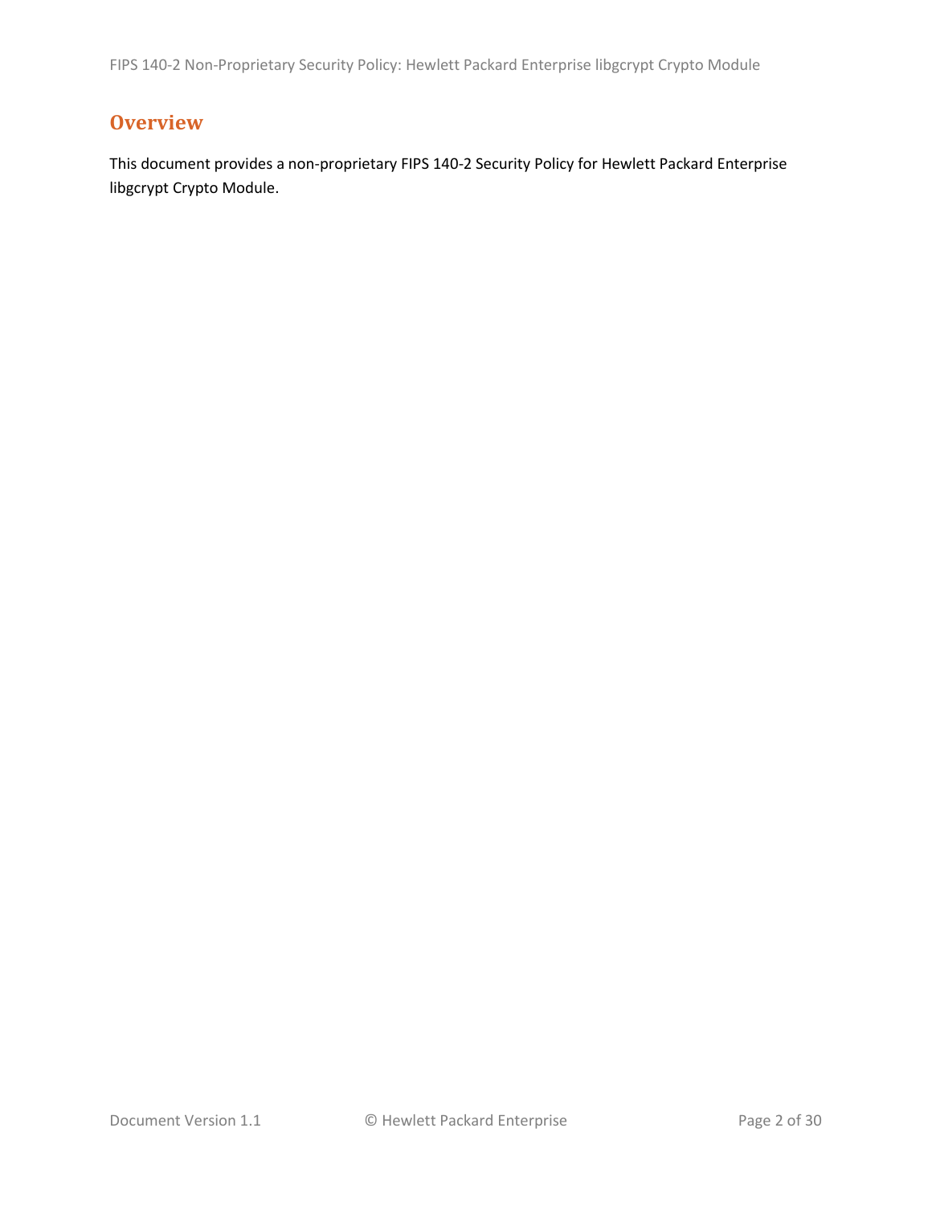# Overview

This document provides a non-proprietary FIPS 140-2 Security Policy for Hewlett Packard Enterprise libgcrypt Crypto Module.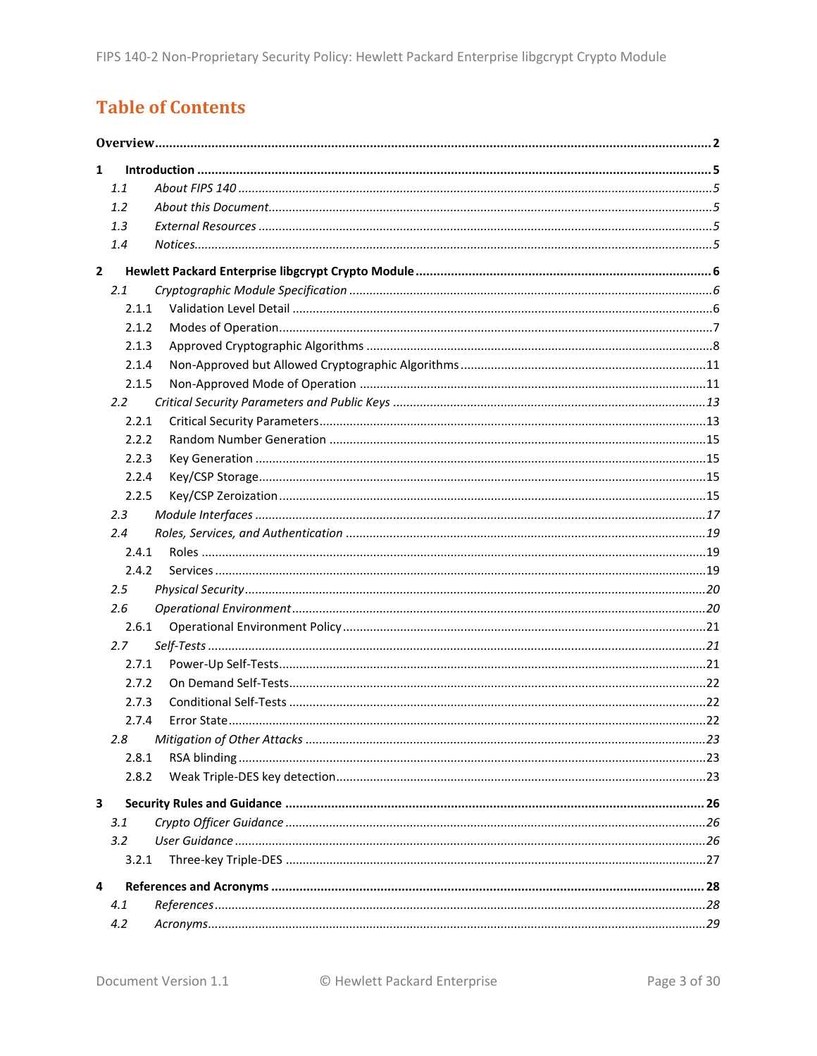# Table of Contents

**Overview** ..... **2**

**1 Introduction** ..... **5**

- 1.1 *About FIPS 140* ..... *5*
- 1.2 *About this Document* ..... *5*
- 1.3 *External Resources* ..... *5*
- 1.4 *Notices* ..... *5*

**2 Hewlett Packard Enterprise libgcrypt Crypto Module** ..... **6**

- 2.1 *Cryptographic Module Specification* ..... *6*
  - 2.1.1 Validation Level Detail ..... 6
  - 2.1.2 Modes of Operation ..... 7
  - 2.1.3 Approved Cryptographic Algorithms ..... 8
  - 2.1.4 Non-Approved but Allowed Cryptographic Algorithms ..... 11
  - 2.1.5 Non-Approved Mode of Operation ..... 11
- 2.2 *Critical Security Parameters and Public Keys* ..... *13*
  - 2.2.1 Critical Security Parameters ..... 13
  - 2.2.2 Random Number Generation ..... 15
  - 2.2.3 Key Generation ..... 15
  - 2.2.4 Key/CSP Storage ..... 15
  - 2.2.5 Key/CSP Zeroization ..... 15
- 2.3 *Module Interfaces* ..... *17*
- 2.4 *Roles, Services, and Authentication* ..... *19*
  - 2.4.1 Roles ..... 19
  - 2.4.2 Services ..... 19
- 2.5 *Physical Security* ..... *20*
- 2.6 *Operational Environment* ..... *20*
  - 2.6.1 Operational Environment Policy ..... 21
- 2.7 *Self-Tests* ..... *21*
  - 2.7.1 Power-Up Self-Tests ..... 21
  - 2.7.2 On Demand Self-Tests ..... 22
  - 2.7.3 Conditional Self-Tests ..... 22
  - 2.7.4 Error State ..... 22
- 2.8 *Mitigation of Other Attacks* ..... *23*
  - 2.8.1 RSA blinding ..... 23
  - 2.8.2 Weak Triple-DES key detection ..... 23

**3 Security Rules and Guidance** ..... **26**

- 3.1 *Crypto Officer Guidance* ..... *26*
- 3.2 *User Guidance* ..... *26*
  - 3.2.1 Three-key Triple-DES ..... 27

**4 References and Acronyms** ..... **28**

- 4.1 *References* ..... *28*
- 4.2 *Acronyms* ..... *29*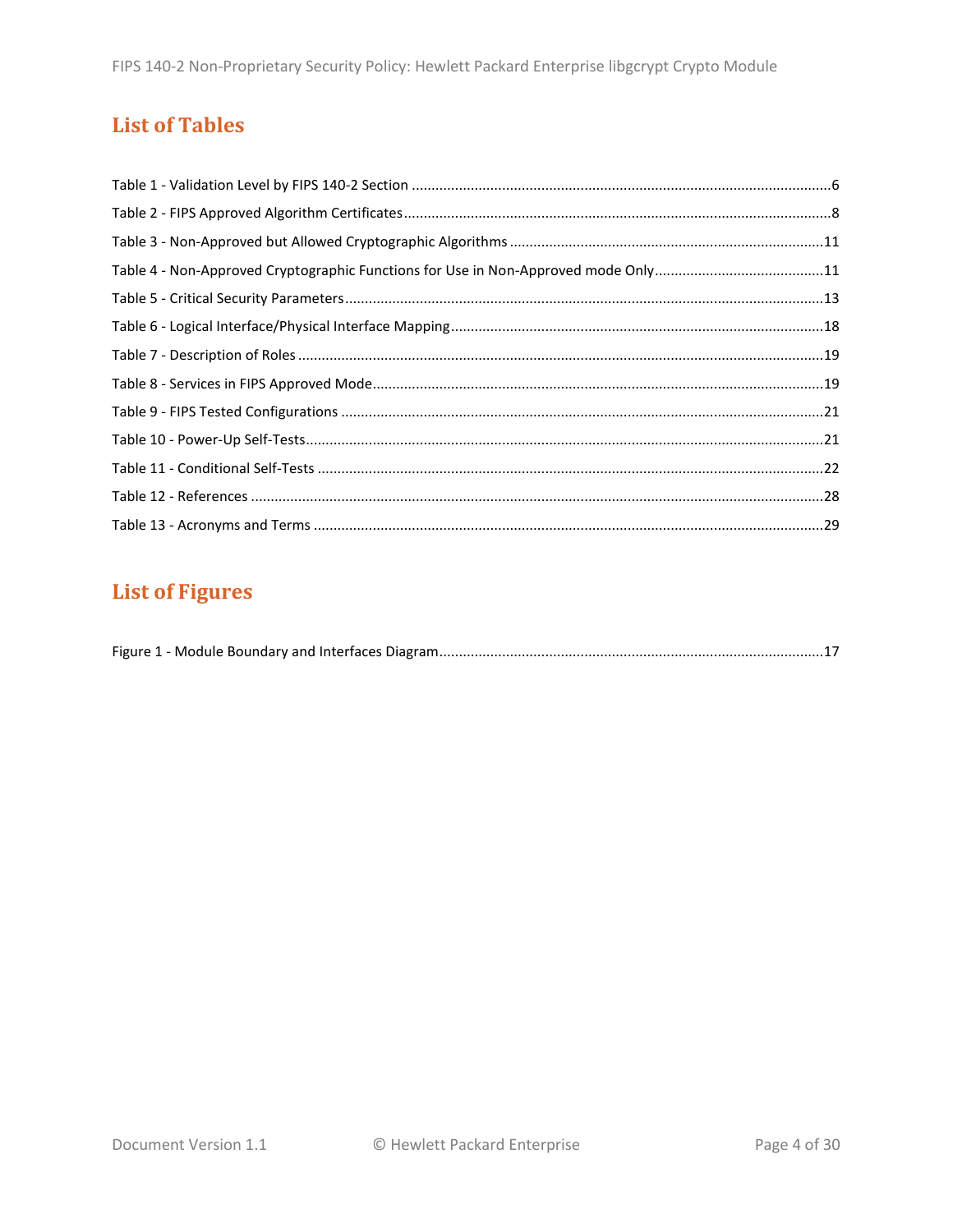## List of Tables

Table 1 - Validation Level by FIPS 140-2 Section ....6
Table 2 - FIPS Approved Algorithm Certificates ....8
Table 3 - Non-Approved but Allowed Cryptographic Algorithms ....11
Table 4 - Non-Approved Cryptographic Functions for Use in Non-Approved mode Only ....11
Table 5 - Critical Security Parameters ....13
Table 6 - Logical Interface/Physical Interface Mapping ....18
Table 7 - Description of Roles ....19
Table 8 - Services in FIPS Approved Mode ....19
Table 9 - FIPS Tested Configurations ....21
Table 10 - Power-Up Self-Tests ....21
Table 11 - Conditional Self-Tests ....22
Table 12 - References ....28
Table 13 - Acronyms and Terms ....29

## List of Figures

Figure 1 - Module Boundary and Interfaces Diagram ....17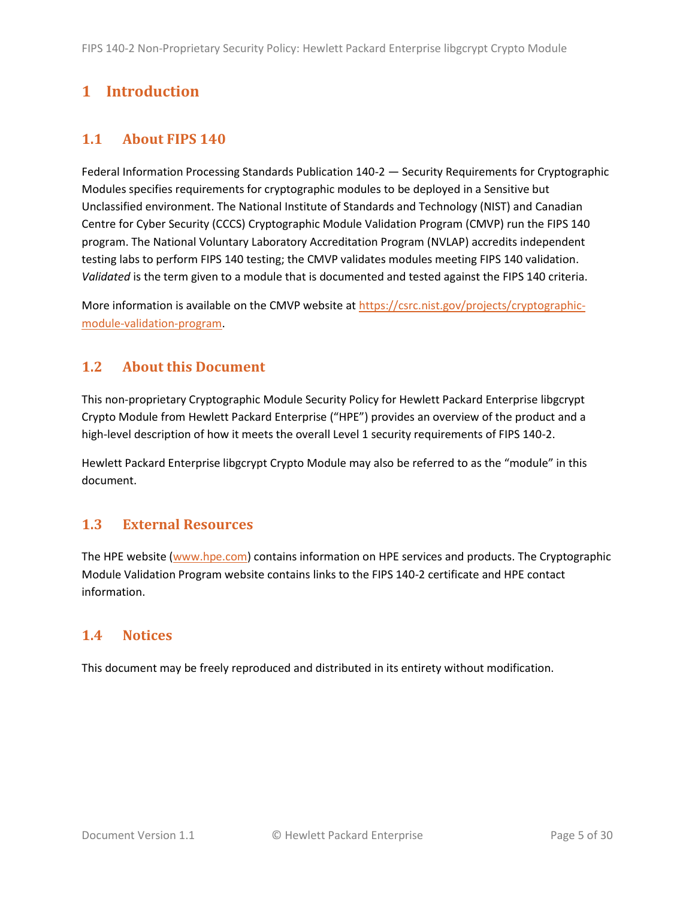# 1 Introduction

## 1.1 About FIPS 140

Federal Information Processing Standards Publication 140-2 — Security Requirements for Cryptographic Modules specifies requirements for cryptographic modules to be deployed in a Sensitive but Unclassified environment. The National Institute of Standards and Technology (NIST) and Canadian Centre for Cyber Security (CCCS) Cryptographic Module Validation Program (CMVP) run the FIPS 140 program. The National Voluntary Laboratory Accreditation Program (NVLAP) accredits independent testing labs to perform FIPS 140 testing; the CMVP validates modules meeting FIPS 140 validation. *Validated* is the term given to a module that is documented and tested against the FIPS 140 criteria.

More information is available on the CMVP website at [https://csrc.nist.gov/projects/cryptographic-module-validation-program](https://csrc.nist.gov/projects/cryptographic-module-validation-program).

## 1.2 About this Document

This non-proprietary Cryptographic Module Security Policy for Hewlett Packard Enterprise libgcrypt Crypto Module from Hewlett Packard Enterprise ("HPE") provides an overview of the product and a high-level description of how it meets the overall Level 1 security requirements of FIPS 140-2.

Hewlett Packard Enterprise libgcrypt Crypto Module may also be referred to as the "module" in this document.

## 1.3 External Resources

The HPE website ([www.hpe.com](www.hpe.com)) contains information on HPE services and products. The Cryptographic Module Validation Program website contains links to the FIPS 140-2 certificate and HPE contact information.

## 1.4 Notices

This document may be freely reproduced and distributed in its entirety without modification.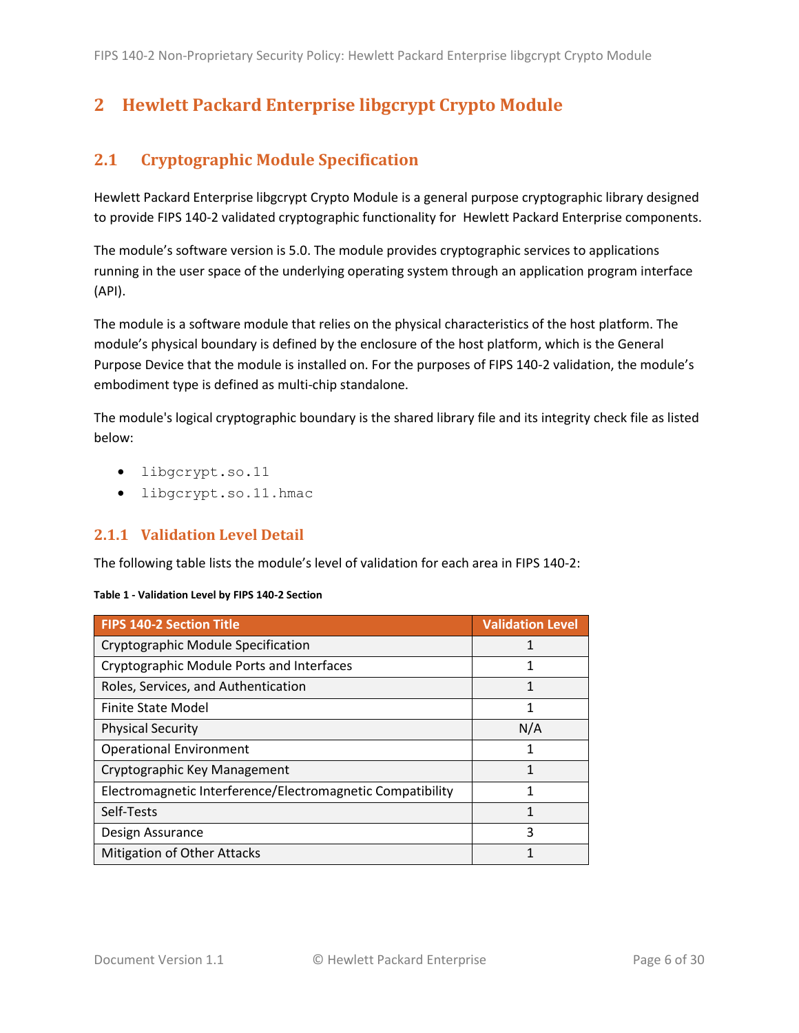# 2 Hewlett Packard Enterprise libgcrypt Crypto Module

## 2.1 Cryptographic Module Specification

Hewlett Packard Enterprise libgcrypt Crypto Module is a general purpose cryptographic library designed to provide FIPS 140-2 validated cryptographic functionality for Hewlett Packard Enterprise components.

The module's software version is 5.0. The module provides cryptographic services to applications running in the user space of the underlying operating system through an application program interface (API).

The module is a software module that relies on the physical characteristics of the host platform. The module's physical boundary is defined by the enclosure of the host platform, which is the General Purpose Device that the module is installed on. For the purposes of FIPS 140-2 validation, the module's embodiment type is defined as multi-chip standalone.

The module's logical cryptographic boundary is the shared library file and its integrity check file as listed below:

- `libgcrypt.so.11`
- `libgcrypt.so.11.hmac`

### 2.1.1 Validation Level Detail

The following table lists the module's level of validation for each area in FIPS 140-2:

**Table 1 - Validation Level by FIPS 140-2 Section**

| FIPS 140-2 Section Title | Validation Level |
|---|---|
| Cryptographic Module Specification | 1 |
| Cryptographic Module Ports and Interfaces | 1 |
| Roles, Services, and Authentication | 1 |
| Finite State Model | 1 |
| Physical Security | N/A |
| Operational Environment | 1 |
| Cryptographic Key Management | 1 |
| Electromagnetic Interference/Electromagnetic Compatibility | 1 |
| Self-Tests | 1 |
| Design Assurance | 3 |
| Mitigation of Other Attacks | 1 |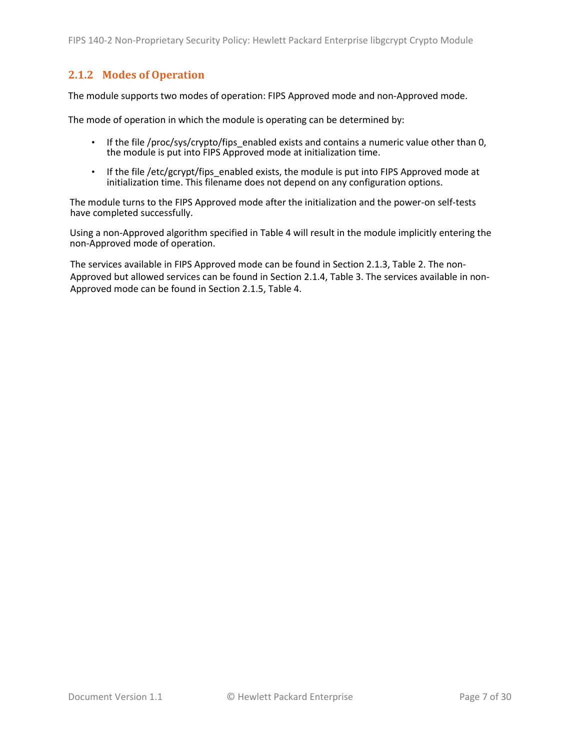### 2.1.2 Modes of Operation

The module supports two modes of operation: FIPS Approved mode and non-Approved mode.

The mode of operation in which the module is operating can be determined by:

- If the file /proc/sys/crypto/fips_enabled exists and contains a numeric value other than 0, the module is put into FIPS Approved mode at initialization time.
- If the file /etc/gcrypt/fips_enabled exists, the module is put into FIPS Approved mode at initialization time. This filename does not depend on any configuration options.

The module turns to the FIPS Approved mode after the initialization and the power-on self-tests have completed successfully.

Using a non-Approved algorithm specified in Table 4 will result in the module implicitly entering the non-Approved mode of operation.

The services available in FIPS Approved mode can be found in Section 2.1.3, Table 2. The non-Approved but allowed services can be found in Section 2.1.4, Table 3. The services available in non-Approved mode can be found in Section 2.1.5, Table 4.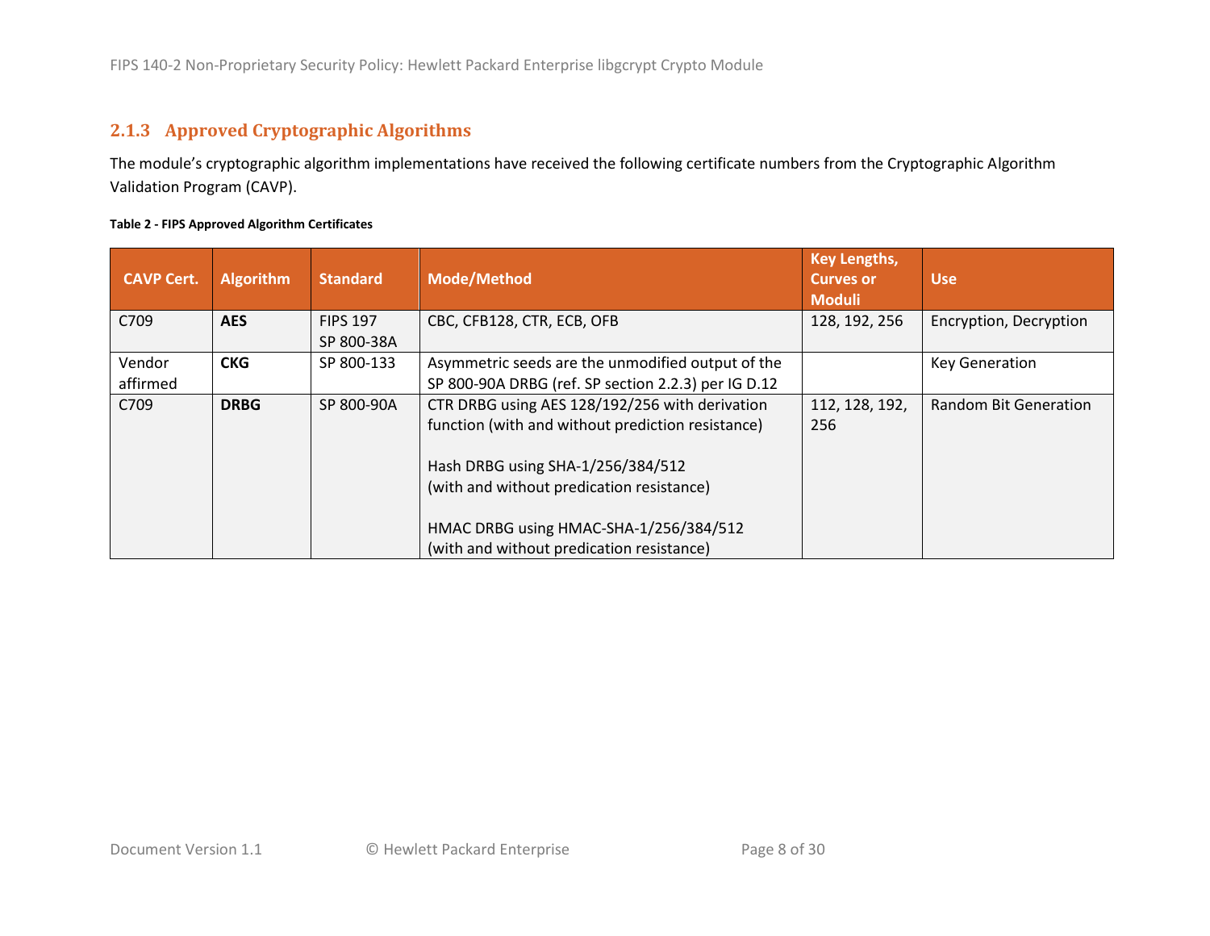### 2.1.3 Approved Cryptographic Algorithms

The module's cryptographic algorithm implementations have received the following certificate numbers from the Cryptographic Algorithm Validation Program (CAVP).

**Table 2 - FIPS Approved Algorithm Certificates**

| CAVP Cert. | Algorithm | Standard | Mode/Method | Key Lengths, Curves or Moduli | Use |
|---|---|---|---|---|---|
| C709 | **AES** | FIPS 197<br>SP 800-38A | CBC, CFB128, CTR, ECB, OFB | 128, 192, 256 | Encryption, Decryption |
| Vendor affirmed | **CKG** | SP 800-133 | Asymmetric seeds are the unmodified output of the SP 800-90A DRBG (ref. SP section 2.2.3) per IG D.12 | | Key Generation |
| C709 | **DRBG** | SP 800-90A | CTR DRBG using AES 128/192/256 with derivation function (with and without prediction resistance)<br><br>Hash DRBG using SHA-1/256/384/512 (with and without predication resistance)<br><br>HMAC DRBG using HMAC-SHA-1/256/384/512 (with and without predication resistance) | 112, 128, 192, 256 | Random Bit Generation |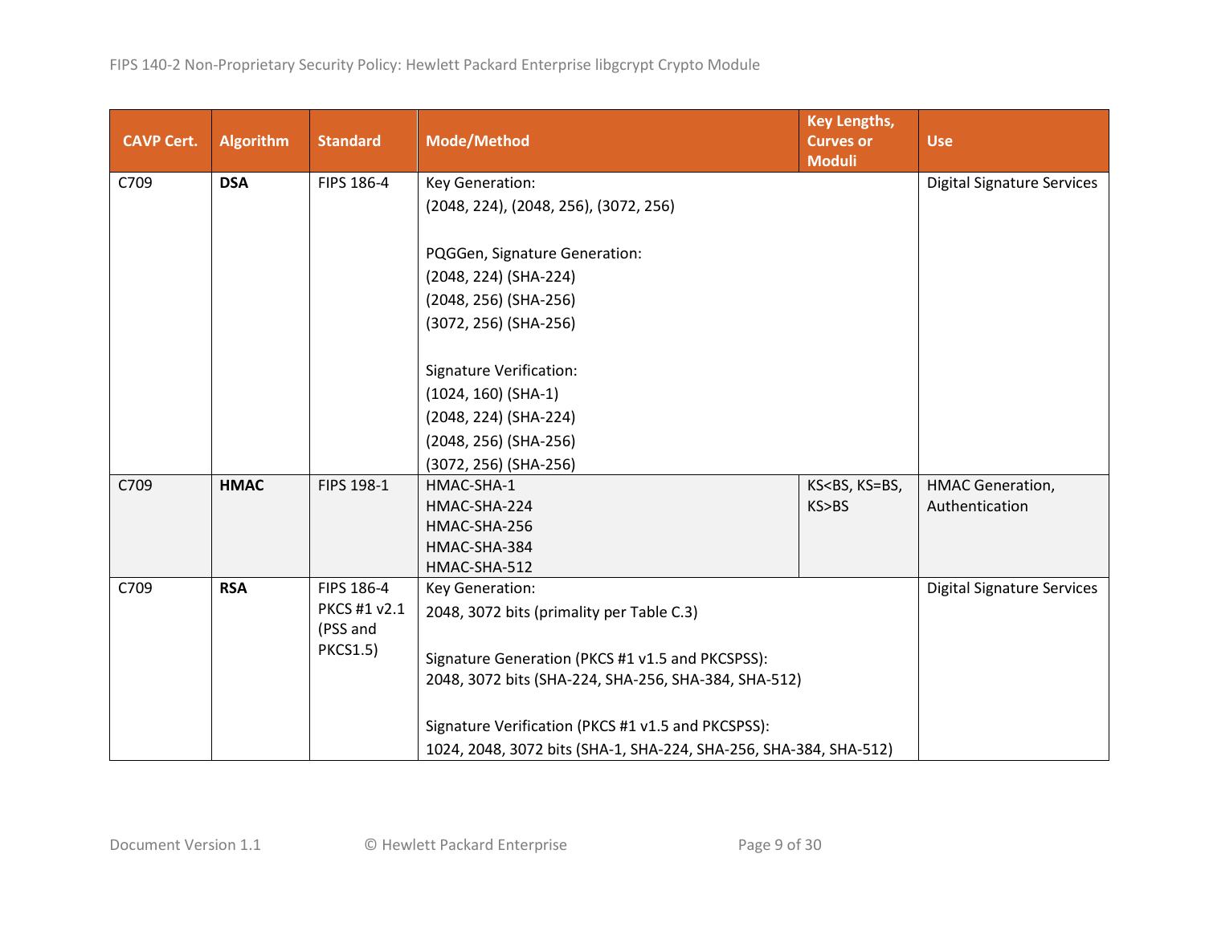| CAVP Cert. | Algorithm | Standard | Mode/Method | Key Lengths, Curves or Moduli | Use |
|---|---|---|---|---|---|
| C709 | **DSA** | FIPS 186-4 | Key Generation:<br>(2048, 224), (2048, 256), (3072, 256)<br><br>PQGGen, Signature Generation:<br>(2048, 224) (SHA-224)<br>(2048, 256) (SHA-256)<br>(3072, 256) (SHA-256)<br><br>Signature Verification:<br>(1024, 160) (SHA-1)<br>(2048, 224) (SHA-224)<br>(2048, 256) (SHA-256)<br>(3072, 256) (SHA-256) | | Digital Signature Services |
| C709 | **HMAC** | FIPS 198-1 | HMAC-SHA-1<br>HMAC-SHA-224<br>HMAC-SHA-256<br>HMAC-SHA-384<br>HMAC-SHA-512 | KS<BS, KS=BS, KS>BS | HMAC Generation, Authentication |
| C709 | **RSA** | FIPS 186-4<br>PKCS #1 v2.1 (PSS and PKCS1.5) | Key Generation:<br>2048, 3072 bits (primality per Table C.3)<br><br>Signature Generation (PKCS #1 v1.5 and PKCSPSS):<br>2048, 3072 bits (SHA-224, SHA-256, SHA-384, SHA-512)<br><br>Signature Verification (PKCS #1 v1.5 and PKCSPSS):<br>1024, 2048, 3072 bits (SHA-1, SHA-224, SHA-256, SHA-384, SHA-512) | | Digital Signature Services |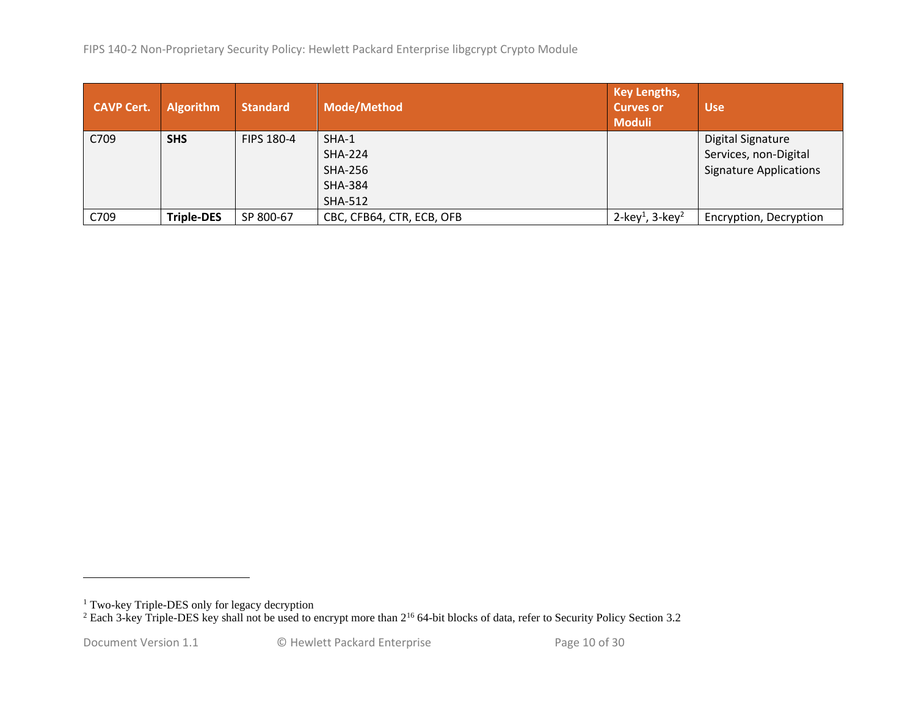| CAVP Cert. | Algorithm | Standard | Mode/Method | Key Lengths, Curves or Moduli | Use |
|---|---|---|---|---|---|
| C709 | **SHS** | FIPS 180-4 | SHA-1<br>SHA-224<br>SHA-256<br>SHA-384<br>SHA-512 | | Digital Signature Services, non-Digital Signature Applications |
| C709 | **Triple-DES** | SP 800-67 | CBC, CFB64, CTR, ECB, OFB | 2-key[1], 3-key[2] | Encryption, Decryption |

[1] Two-key Triple-DES only for legacy decryption

[2] Each 3-key Triple-DES key shall not be used to encrypt more than $2^{16}$ 64-bit blocks of data, refer to Security Policy Section 3.2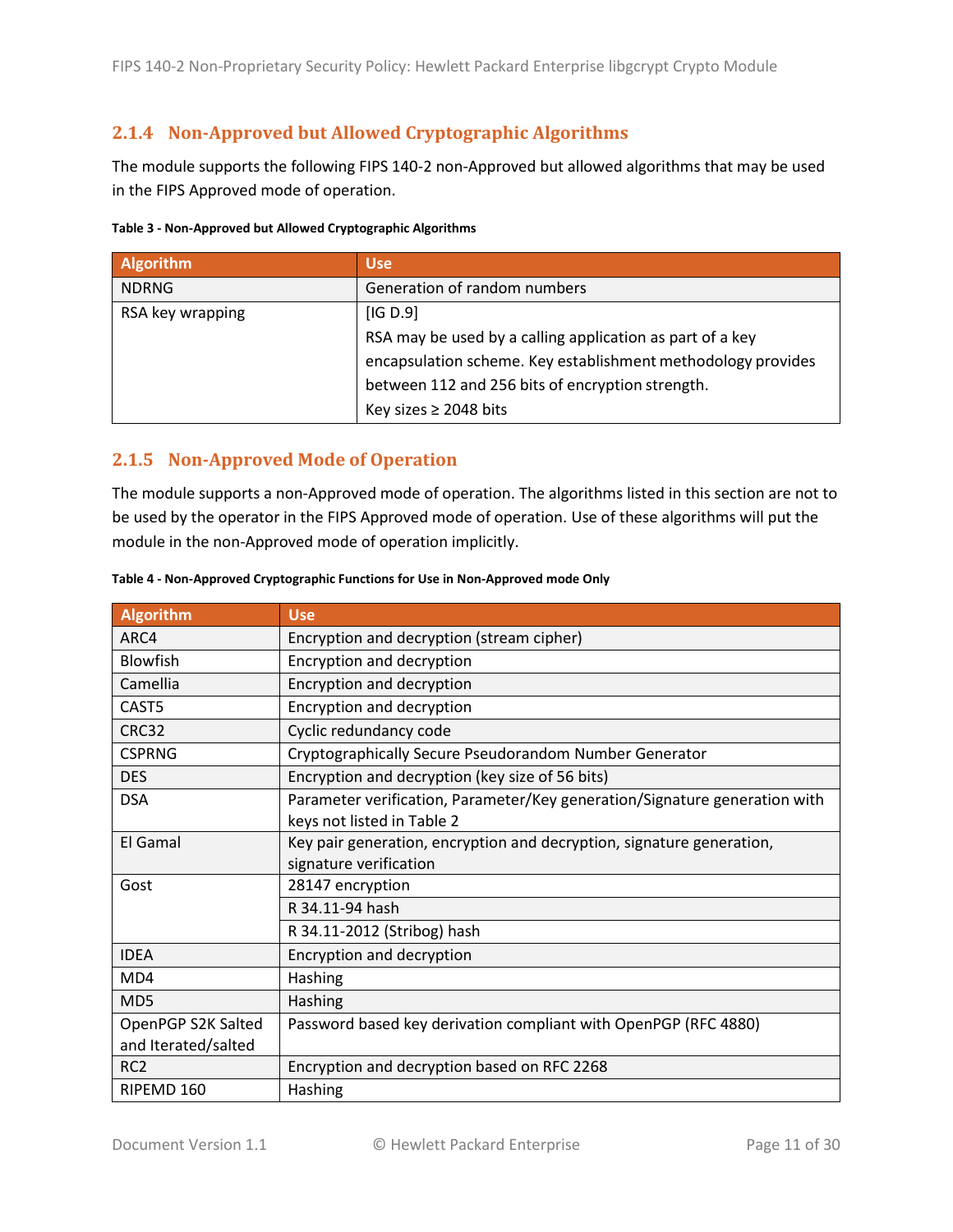### 2.1.4 Non-Approved but Allowed Cryptographic Algorithms

The module supports the following FIPS 140-2 non-Approved but allowed algorithms that may be used in the FIPS Approved mode of operation.

**Table 3 - Non-Approved but Allowed Cryptographic Algorithms**

| Algorithm | Use |
|---|---|
| NDRNG | Generation of random numbers |
| RSA key wrapping | [IG D.9]<br>RSA may be used by a calling application as part of a key encapsulation scheme. Key establishment methodology provides between 112 and 256 bits of encryption strength.<br>Key sizes ≥ 2048 bits |

### 2.1.5 Non-Approved Mode of Operation

The module supports a non-Approved mode of operation. The algorithms listed in this section are not to be used by the operator in the FIPS Approved mode of operation. Use of these algorithms will put the module in the non-Approved mode of operation implicitly.

**Table 4 - Non-Approved Cryptographic Functions for Use in Non-Approved mode Only**

| Algorithm | Use |
|---|---|
| ARC4 | Encryption and decryption (stream cipher) |
| Blowfish | Encryption and decryption |
| Camellia | Encryption and decryption |
| CAST5 | Encryption and decryption |
| CRC32 | Cyclic redundancy code |
| CSPRNG | Cryptographically Secure Pseudorandom Number Generator |
| DES | Encryption and decryption (key size of 56 bits) |
| DSA | Parameter verification, Parameter/Key generation/Signature generation with keys not listed in Table 2 |
| El Gamal | Key pair generation, encryption and decryption, signature generation, signature verification |
| Gost | 28147 encryption |
| | R 34.11-94 hash |
| | R 34.11-2012 (Stribog) hash |
| IDEA | Encryption and decryption |
| MD4 | Hashing |
| MD5 | Hashing |
| OpenPGP S2K Salted and Iterated/salted | Password based key derivation compliant with OpenPGP (RFC 4880) |
| RC2 | Encryption and decryption based on RFC 2268 |
| RIPEMD 160 | Hashing |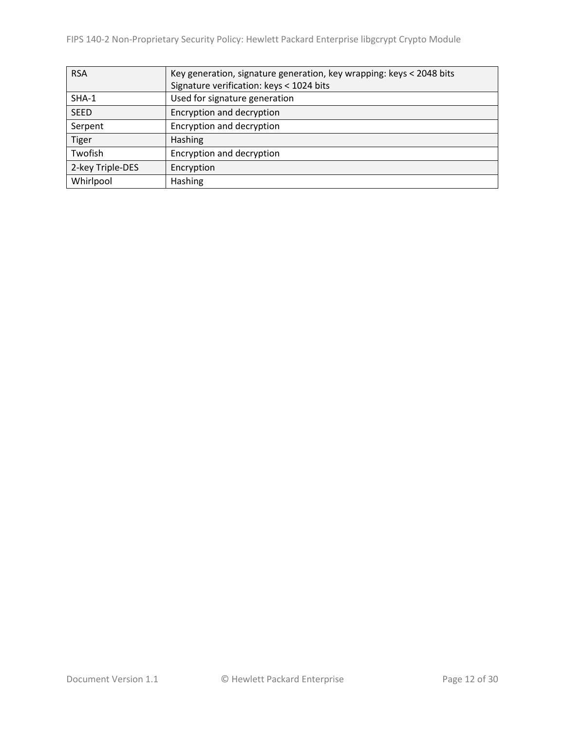| RSA | Key generation, signature generation, key wrapping: keys < 2048 bits<br>Signature verification: keys < 1024 bits |
|---|---|
| SHA-1 | Used for signature generation |
| SEED | Encryption and decryption |
| Serpent | Encryption and decryption |
| Tiger | Hashing |
| Twofish | Encryption and decryption |
| 2-key Triple-DES | Encryption |
| Whirlpool | Hashing |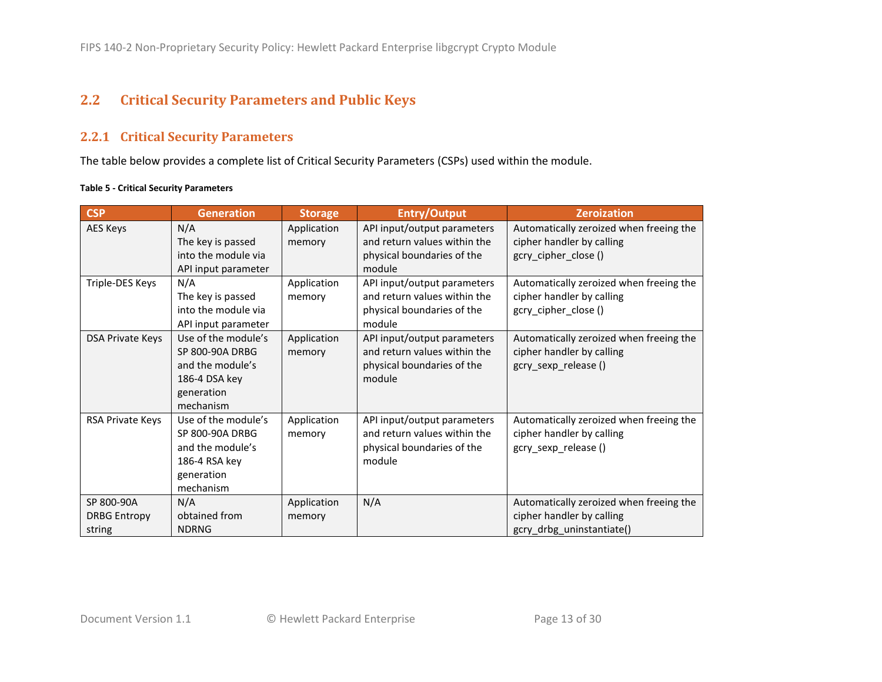## 2.2 Critical Security Parameters and Public Keys

### 2.2.1 Critical Security Parameters

The table below provides a complete list of Critical Security Parameters (CSPs) used within the module.

**Table 5 - Critical Security Parameters**

| CSP | Generation | Storage | Entry/Output | Zeroization |
|---|---|---|---|---|
| AES Keys | N/A<br>The key is passed into the module via API input parameter | Application memory | API input/output parameters and return values within the physical boundaries of the module | Automatically zeroized when freeing the cipher handler by calling gcry_cipher_close () |
| Triple-DES Keys | N/A<br>The key is passed into the module via API input parameter | Application memory | API input/output parameters and return values within the physical boundaries of the module | Automatically zeroized when freeing the cipher handler by calling gcry_cipher_close () |
| DSA Private Keys | Use of the module's SP 800-90A DRBG and the module's 186-4 DSA key generation mechanism | Application memory | API input/output parameters and return values within the physical boundaries of the module | Automatically zeroized when freeing the cipher handler by calling gcry_sexp_release () |
| RSA Private Keys | Use of the module's SP 800-90A DRBG and the module's 186-4 RSA key generation mechanism | Application memory | API input/output parameters and return values within the physical boundaries of the module | Automatically zeroized when freeing the cipher handler by calling gcry_sexp_release () |
| SP 800-90A DRBG Entropy string | N/A<br>obtained from NDRNG | Application memory | N/A | Automatically zeroized when freeing the cipher handler by calling gcry_drbg_uninstantiate() |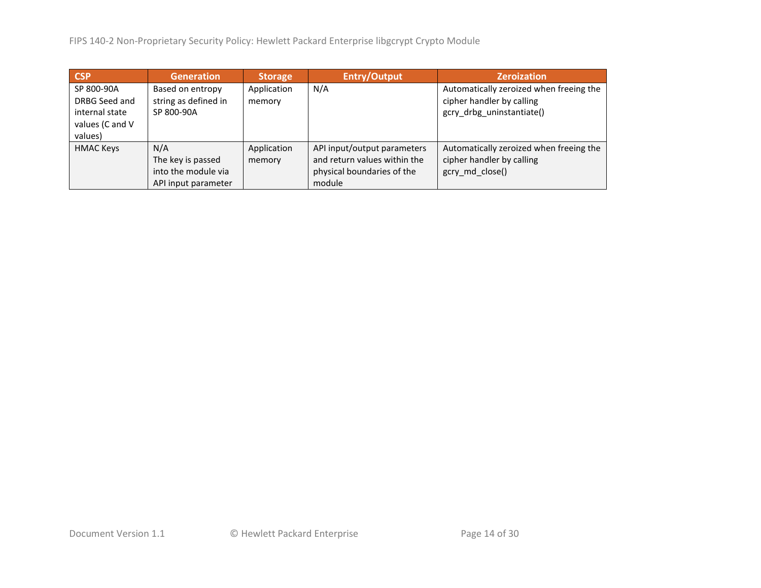| CSP | Generation | Storage | Entry/Output | Zeroization |
|---|---|---|---|---|
| SP 800-90A DRBG Seed and internal state values (C and V values) | Based on entropy string as defined in SP 800-90A | Application memory | N/A | Automatically zeroized when freeing the cipher handler by calling gcry_drbg_uninstantiate() |
| HMAC Keys | N/A The key is passed into the module via API input parameter | Application memory | API input/output parameters and return values within the physical boundaries of the module | Automatically zeroized when freeing the cipher handler by calling gcry_md_close() |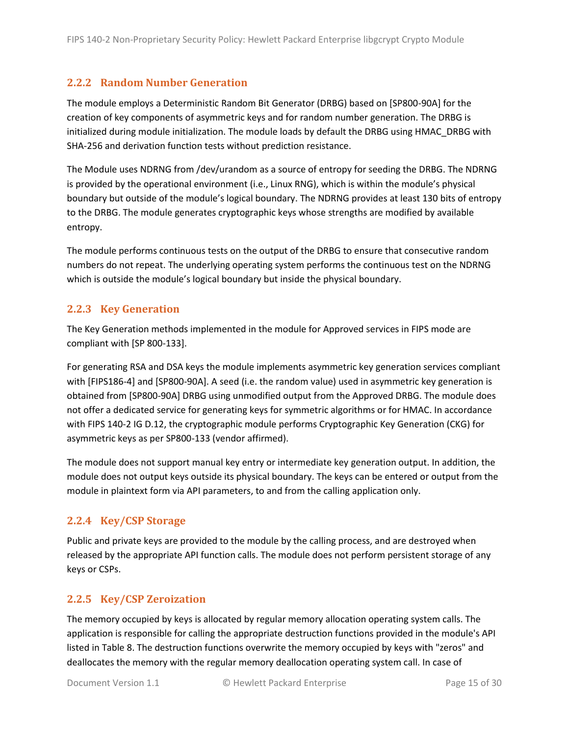### 2.2.2 Random Number Generation

The module employs a Deterministic Random Bit Generator (DRBG) based on [SP800-90A] for the creation of key components of asymmetric keys and for random number generation. The DRBG is initialized during module initialization. The module loads by default the DRBG using HMAC_DRBG with SHA-256 and derivation function tests without prediction resistance.

The Module uses NDRNG from /dev/urandom as a source of entropy for seeding the DRBG. The NDRNG is provided by the operational environment (i.e., Linux RNG), which is within the module's physical boundary but outside of the module's logical boundary. The NDRNG provides at least 130 bits of entropy to the DRBG. The module generates cryptographic keys whose strengths are modified by available entropy.

The module performs continuous tests on the output of the DRBG to ensure that consecutive random numbers do not repeat. The underlying operating system performs the continuous test on the NDRNG which is outside the module's logical boundary but inside the physical boundary.

### 2.2.3 Key Generation

The Key Generation methods implemented in the module for Approved services in FIPS mode are compliant with [SP 800-133].

For generating RSA and DSA keys the module implements asymmetric key generation services compliant with [FIPS186-4] and [SP800-90A]. A seed (i.e. the random value) used in asymmetric key generation is obtained from [SP800-90A] DRBG using unmodified output from the Approved DRBG. The module does not offer a dedicated service for generating keys for symmetric algorithms or for HMAC. In accordance with FIPS 140-2 IG D.12, the cryptographic module performs Cryptographic Key Generation (CKG) for asymmetric keys as per SP800-133 (vendor affirmed).

The module does not support manual key entry or intermediate key generation output. In addition, the module does not output keys outside its physical boundary. The keys can be entered or output from the module in plaintext form via API parameters, to and from the calling application only.

### 2.2.4 Key/CSP Storage

Public and private keys are provided to the module by the calling process, and are destroyed when released by the appropriate API function calls. The module does not perform persistent storage of any keys or CSPs.

### 2.2.5 Key/CSP Zeroization

The memory occupied by keys is allocated by regular memory allocation operating system calls. The application is responsible for calling the appropriate destruction functions provided in the module's API listed in Table 8. The destruction functions overwrite the memory occupied by keys with "zeros" and deallocates the memory with the regular memory deallocation operating system call. In case of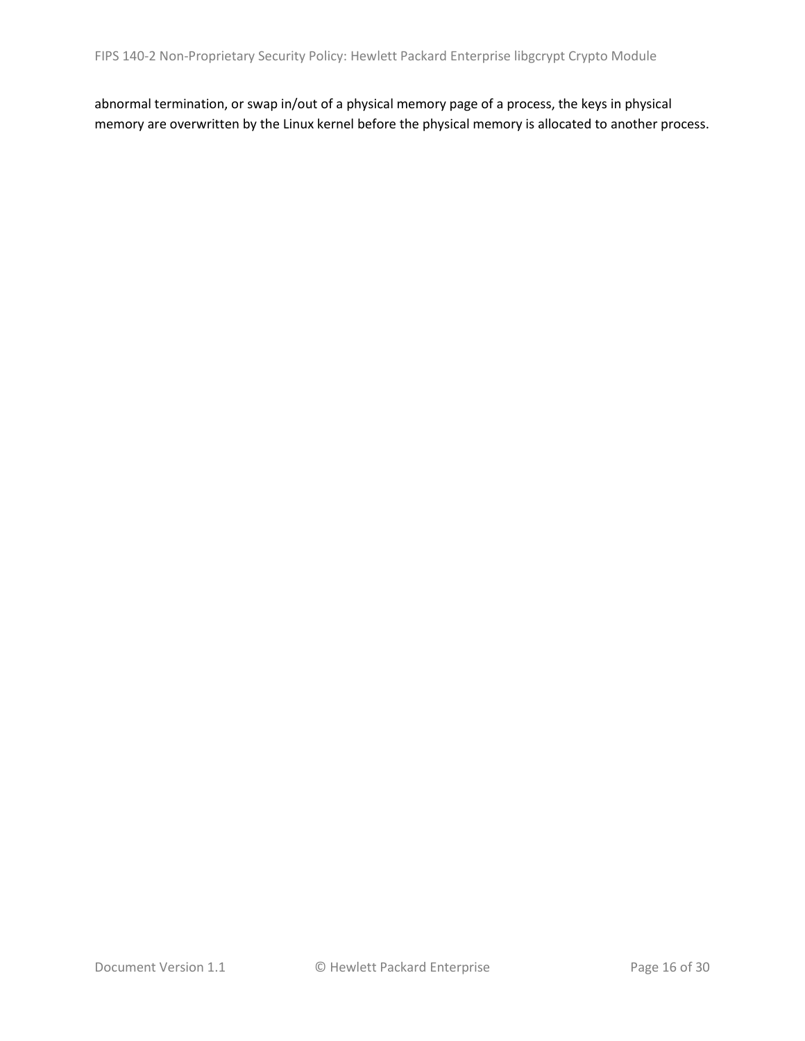abnormal termination, or swap in/out of a physical memory page of a process, the keys in physical memory are overwritten by the Linux kernel before the physical memory is allocated to another process.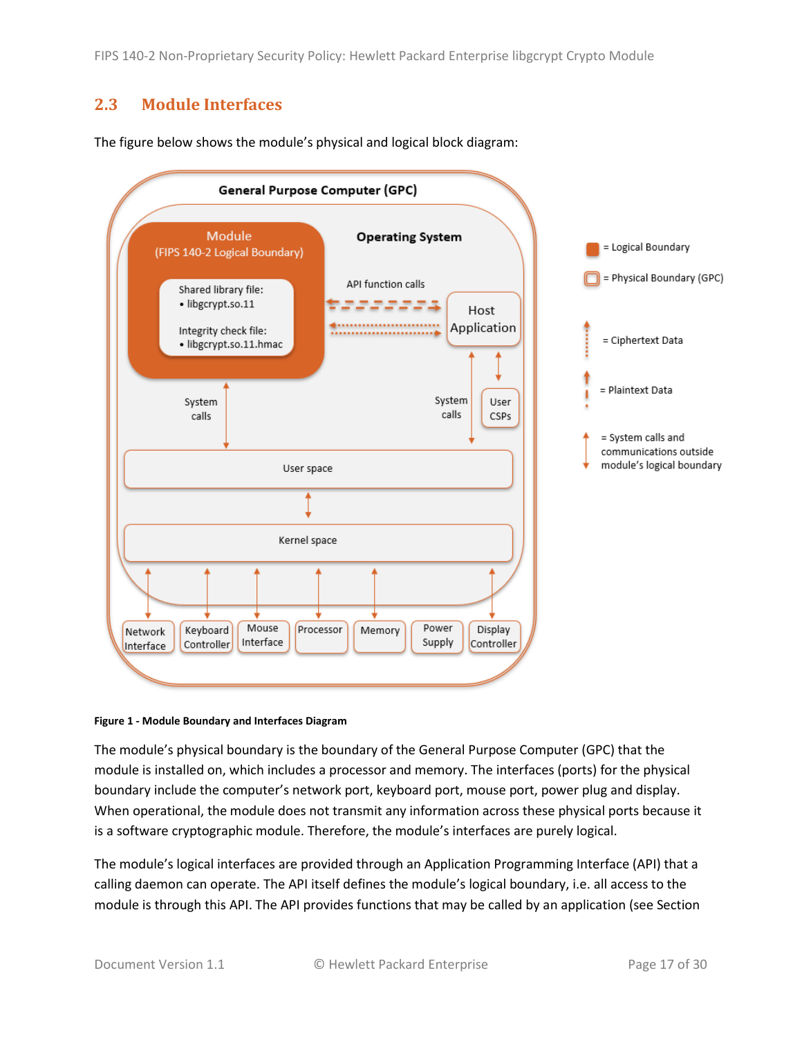## 2.3 Module Interfaces

The figure below shows the module's physical and logical block diagram:

**Figure 1 - Module Boundary and Interfaces Diagram**

The module's physical boundary is the boundary of the General Purpose Computer (GPC) that the module is installed on, which includes a processor and memory. The interfaces (ports) for the physical boundary include the computer's network port, keyboard port, mouse port, power plug and display. When operational, the module does not transmit any information across these physical ports because it is a software cryptographic module. Therefore, the module's interfaces are purely logical.

The module's logical interfaces are provided through an Application Programming Interface (API) that a calling daemon can operate. The API itself defines the module's logical boundary, i.e. all access to the module is through this API. The API provides functions that may be called by an application (see Section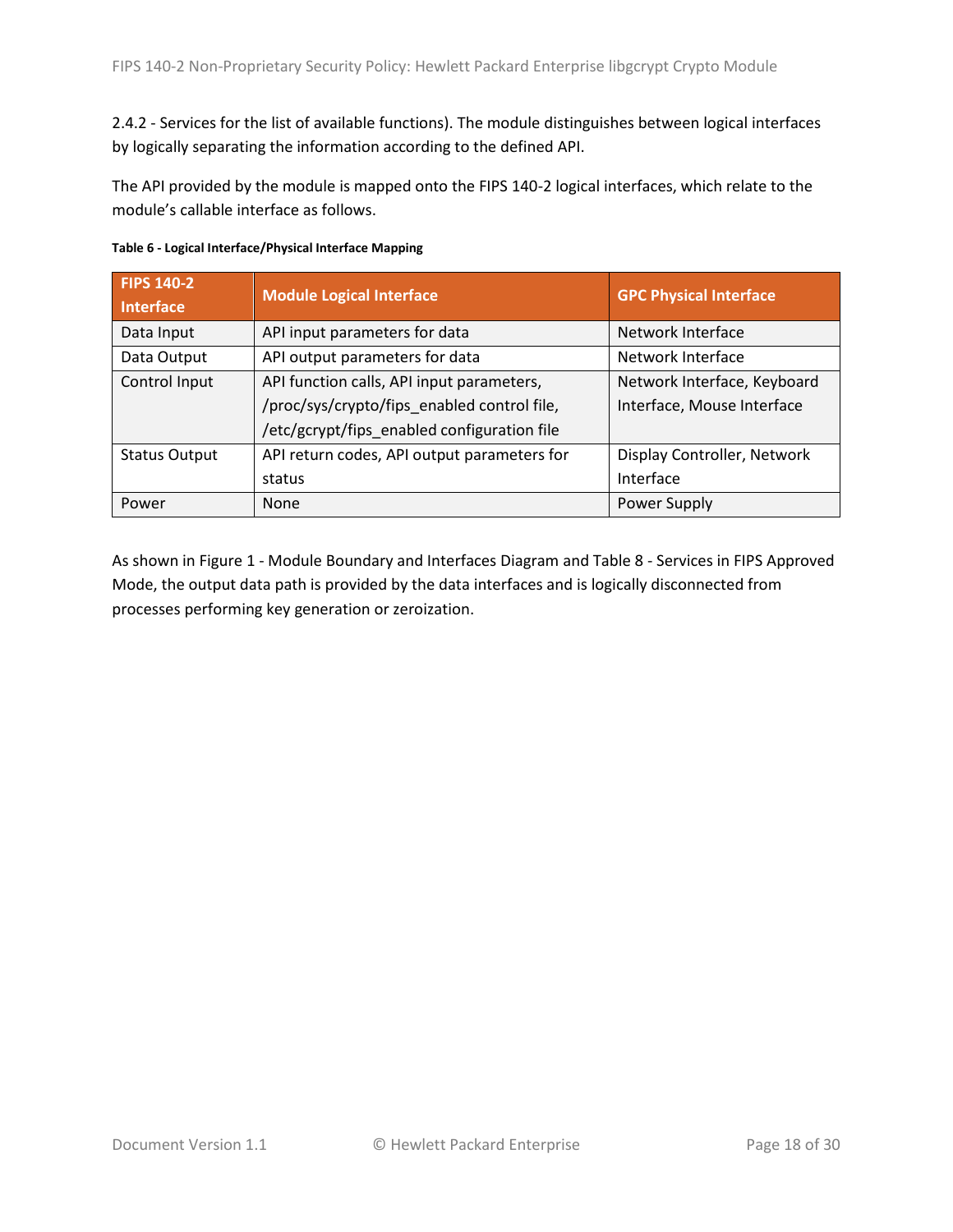2.4.2 - Services for the list of available functions). The module distinguishes between logical interfaces by logically separating the information according to the defined API.

The API provided by the module is mapped onto the FIPS 140-2 logical interfaces, which relate to the module's callable interface as follows.

**Table 6 - Logical Interface/Physical Interface Mapping**

| FIPS 140-2 Interface | Module Logical Interface | GPC Physical Interface |
|---|---|---|
| Data Input | API input parameters for data | Network Interface |
| Data Output | API output parameters for data | Network Interface |
| Control Input | API function calls, API input parameters, /proc/sys/crypto/fips_enabled control file, /etc/gcrypt/fips_enabled configuration file | Network Interface, Keyboard Interface, Mouse Interface |
| Status Output | API return codes, API output parameters for status | Display Controller, Network Interface |
| Power | None | Power Supply |

As shown in Figure 1 - Module Boundary and Interfaces Diagram and Table 8 - Services in FIPS Approved Mode, the output data path is provided by the data interfaces and is logically disconnected from processes performing key generation or zeroization.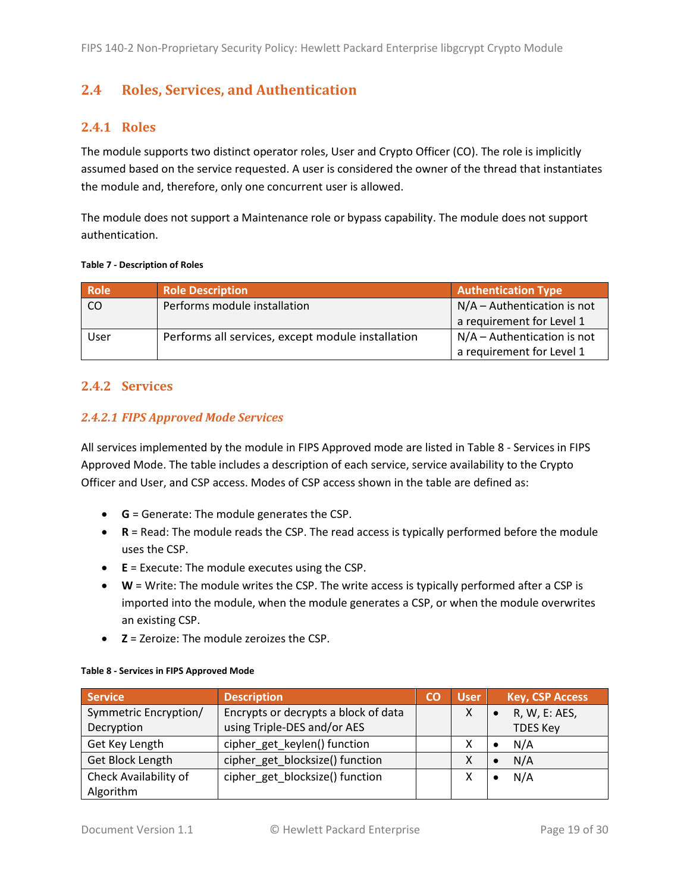## 2.4 Roles, Services, and Authentication

### 2.4.1 Roles

The module supports two distinct operator roles, User and Crypto Officer (CO). The role is implicitly assumed based on the service requested. A user is considered the owner of the thread that instantiates the module and, therefore, only one concurrent user is allowed.

The module does not support a Maintenance role or bypass capability. The module does not support authentication.

**Table 7 - Description of Roles**

| Role | Role Description | Authentication Type |
|---|---|---|
| CO | Performs module installation | N/A – Authentication is not a requirement for Level 1 |
| User | Performs all services, except module installation | N/A – Authentication is not a requirement for Level 1 |

### 2.4.2 Services

#### *2.4.2.1 FIPS Approved Mode Services*

All services implemented by the module in FIPS Approved mode are listed in Table 8 - Services in FIPS Approved Mode. The table includes a description of each service, service availability to the Crypto Officer and User, and CSP access. Modes of CSP access shown in the table are defined as:

- **G** = Generate: The module generates the CSP.
- **R** = Read: The module reads the CSP. The read access is typically performed before the module uses the CSP.
- **E** = Execute: The module executes using the CSP.
- **W** = Write: The module writes the CSP. The write access is typically performed after a CSP is imported into the module, when the module generates a CSP, or when the module overwrites an existing CSP.
- **Z** = Zeroize: The module zeroizes the CSP.

**Table 8 - Services in FIPS Approved Mode**

| Service | Description | CO | User | Key, CSP Access |
|---|---|---|---|---|
| Symmetric Encryption/ Decryption | Encrypts or decrypts a block of data using Triple-DES and/or AES | | X | • R, W, E: AES, TDES Key |
| Get Key Length | cipher_get_keylen() function | | X | • N/A |
| Get Block Length | cipher_get_blocksize() function | | X | • N/A |
| Check Availability of Algorithm | cipher_get_blocksize() function | | X | • N/A |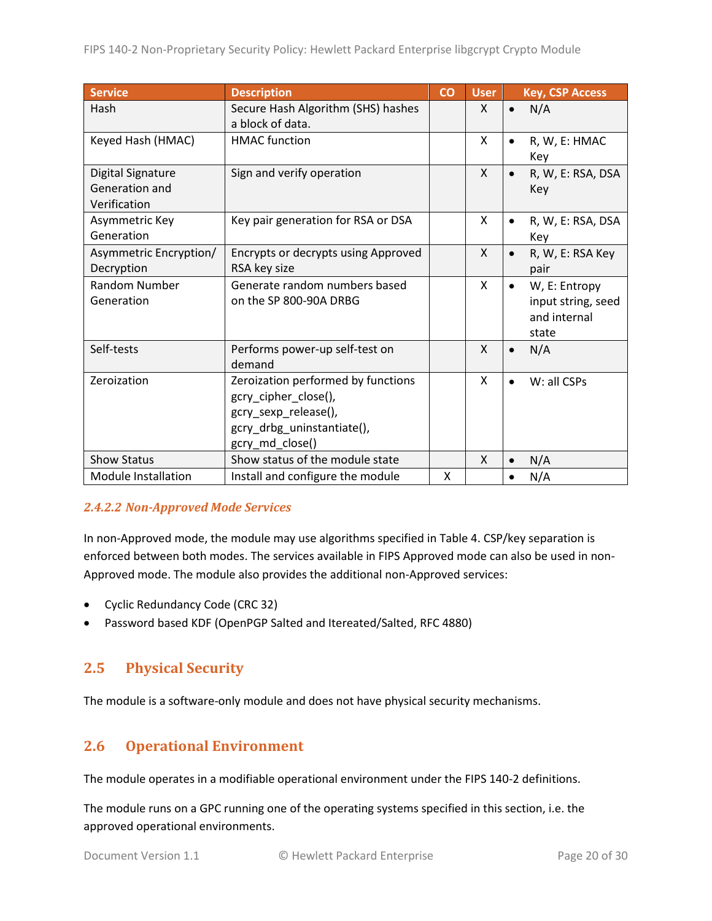| Service | Description | CO | User | Key, CSP Access |
|---|---|---|---|---|
| Hash | Secure Hash Algorithm (SHS) hashes a block of data. | | X | • N/A |
| Keyed Hash (HMAC) | HMAC function | | X | • R, W, E: HMAC Key |
| Digital Signature Generation and Verification | Sign and verify operation | | X | • R, W, E: RSA, DSA Key |
| Asymmetric Key Generation | Key pair generation for RSA or DSA | | X | • R, W, E: RSA, DSA Key |
| Asymmetric Encryption/ Decryption | Encrypts or decrypts using Approved RSA key size | | X | • R, W, E: RSA Key pair |
| Random Number Generation | Generate random numbers based on the SP 800-90A DRBG | | X | • W, E: Entropy input string, seed and internal state |
| Self-tests | Performs power-up self-test on demand | | X | • N/A |
| Zeroization | Zeroization performed by functions gcry_cipher_close(), gcry_sexp_release(), gcry_drbg_uninstantiate(), gcry_md_close() | | X | • W: all CSPs |
| Show Status | Show status of the module state | | X | • N/A |
| Module Installation | Install and configure the module | X | | • N/A |

#### *2.4.2.2 Non-Approved Mode Services*

In non-Approved mode, the module may use algorithms specified in Table 4. CSP/key separation is enforced between both modes. The services available in FIPS Approved mode can also be used in non-Approved mode. The module also provides the additional non-Approved services:

- Cyclic Redundancy Code (CRC 32)
- Password based KDF (OpenPGP Salted and Itereated/Salted, RFC 4880)

## 2.5 Physical Security

The module is a software-only module and does not have physical security mechanisms.

## 2.6 Operational Environment

The module operates in a modifiable operational environment under the FIPS 140-2 definitions.

The module runs on a GPC running one of the operating systems specified in this section, i.e. the approved operational environments.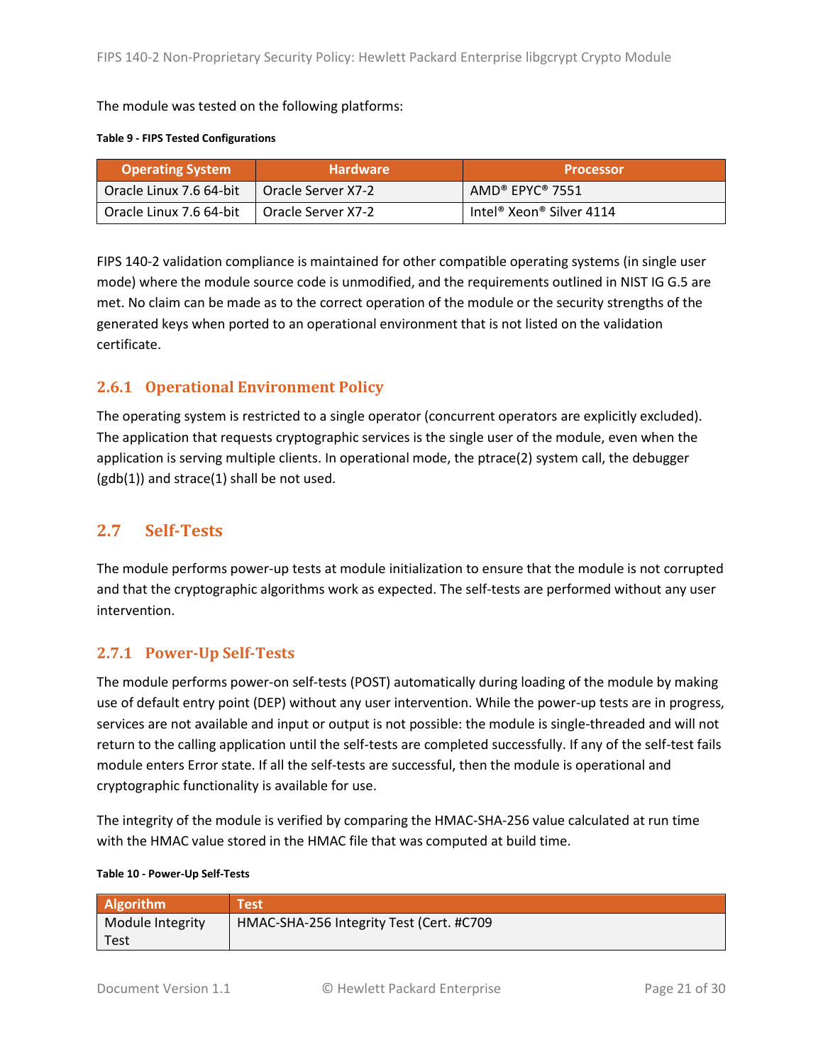The module was tested on the following platforms:

**Table 9 - FIPS Tested Configurations**

| Operating System | Hardware | Processor |
|---|---|---|
| Oracle Linux 7.6 64-bit | Oracle Server X7-2 | AMD® EPYC® 7551 |
| Oracle Linux 7.6 64-bit | Oracle Server X7-2 | Intel® Xeon® Silver 4114 |

FIPS 140-2 validation compliance is maintained for other compatible operating systems (in single user mode) where the module source code is unmodified, and the requirements outlined in NIST IG G.5 are met. No claim can be made as to the correct operation of the module or the security strengths of the generated keys when ported to an operational environment that is not listed on the validation certificate.

### 2.6.1 Operational Environment Policy

The operating system is restricted to a single operator (concurrent operators are explicitly excluded). The application that requests cryptographic services is the single user of the module, even when the application is serving multiple clients. In operational mode, the ptrace(2) system call, the debugger (gdb(1)) and strace(1) shall be not used.

## 2.7 Self-Tests

The module performs power-up tests at module initialization to ensure that the module is not corrupted and that the cryptographic algorithms work as expected. The self-tests are performed without any user intervention.

### 2.7.1 Power-Up Self-Tests

The module performs power-on self-tests (POST) automatically during loading of the module by making use of default entry point (DEP) without any user intervention. While the power-up tests are in progress, services are not available and input or output is not possible: the module is single-threaded and will not return to the calling application until the self-tests are completed successfully. If any of the self-test fails module enters Error state. If all the self-tests are successful, then the module is operational and cryptographic functionality is available for use.

The integrity of the module is verified by comparing the HMAC-SHA-256 value calculated at run time with the HMAC value stored in the HMAC file that was computed at build time.

**Table 10 - Power-Up Self-Tests**

| Algorithm | Test |
|---|---|
| Module Integrity Test | HMAC-SHA-256 Integrity Test (Cert. #C709 |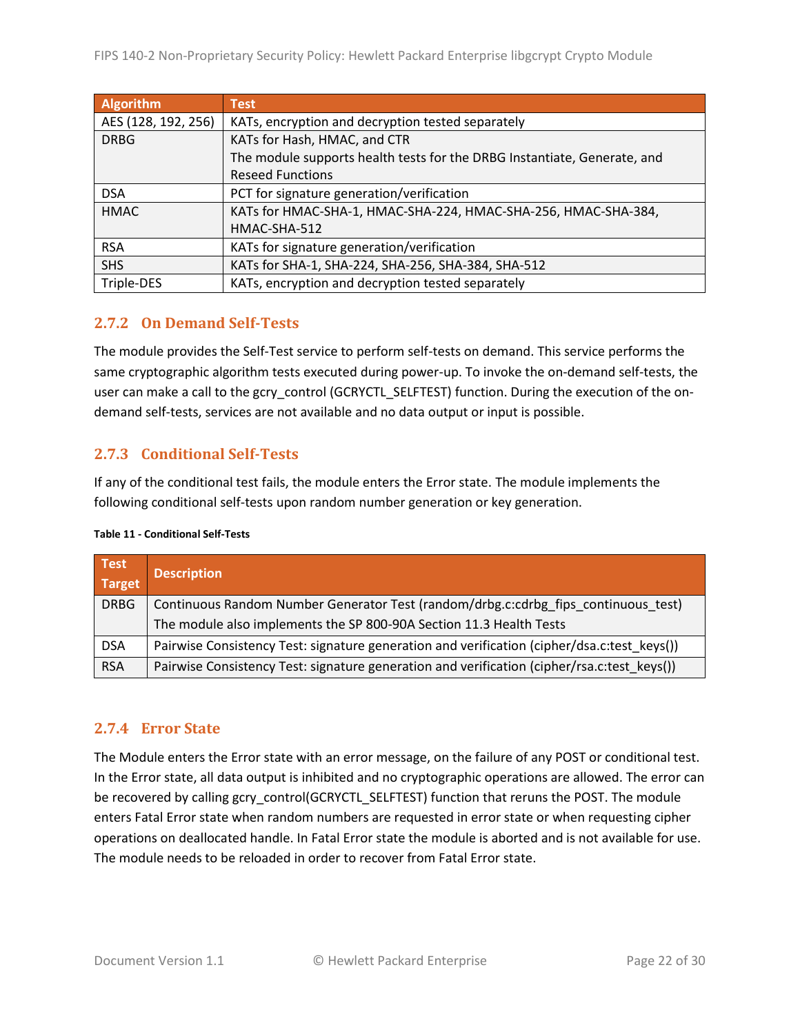| Algorithm | Test |
| --- | --- |
| AES (128, 192, 256) | KATs, encryption and decryption tested separately |
| DRBG | KATs for Hash, HMAC, and CTR<br>The module supports health tests for the DRBG Instantiate, Generate, and Reseed Functions |
| DSA | PCT for signature generation/verification |
| HMAC | KATs for HMAC-SHA-1, HMAC-SHA-224, HMAC-SHA-256, HMAC-SHA-384, HMAC-SHA-512 |
| RSA | KATs for signature generation/verification |
| SHS | KATs for SHA-1, SHA-224, SHA-256, SHA-384, SHA-512 |
| Triple-DES | KATs, encryption and decryption tested separately |

### 2.7.2 On Demand Self-Tests

The module provides the Self-Test service to perform self-tests on demand. This service performs the same cryptographic algorithm tests executed during power-up. To invoke the on-demand self-tests, the user can make a call to the gcry_control (GCRYCTL_SELFTEST) function. During the execution of the on-demand self-tests, services are not available and no data output or input is possible.

### 2.7.3 Conditional Self-Tests

If any of the conditional test fails, the module enters the Error state. The module implements the following conditional self-tests upon random number generation or key generation.

**Table 11 - Conditional Self-Tests**

| Test Target | Description |
| --- | --- |
| DRBG | Continuous Random Number Generator Test (random/drbg.c:cdrbg_fips_continuous_test)<br>The module also implements the SP 800-90A Section 11.3 Health Tests |
| DSA | Pairwise Consistency Test: signature generation and verification (cipher/dsa.c:test_keys()) |
| RSA | Pairwise Consistency Test: signature generation and verification (cipher/rsa.c:test_keys()) |

### 2.7.4 Error State

The Module enters the Error state with an error message, on the failure of any POST or conditional test. In the Error state, all data output is inhibited and no cryptographic operations are allowed. The error can be recovered by calling gcry_control(GCRYCTL_SELFTEST) function that reruns the POST. The module enters Fatal Error state when random numbers are requested in error state or when requesting cipher operations on deallocated handle. In Fatal Error state the module is aborted and is not available for use. The module needs to be reloaded in order to recover from Fatal Error state.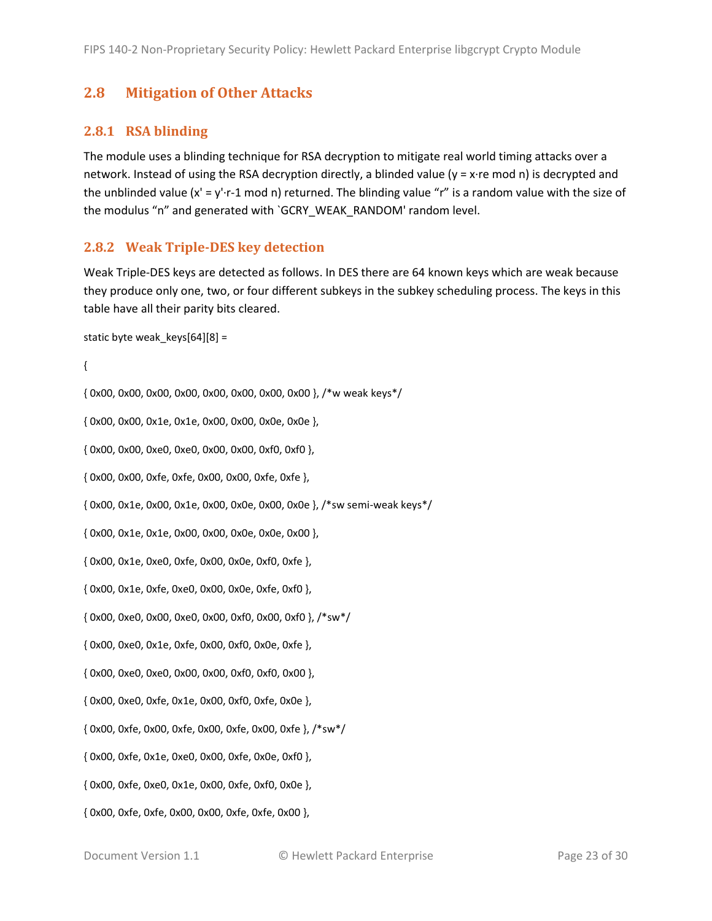## 2.8 Mitigation of Other Attacks

### 2.8.1 RSA blinding

The module uses a blinding technique for RSA decryption to mitigate real world timing attacks over a network. Instead of using the RSA decryption directly, a blinded value ($y = x \cdot r^e \bmod n$) is decrypted and the unblinded value ($x' = y' \cdot r^{-1} \bmod n$) returned. The blinding value "r" is a random value with the size of the modulus "n" and generated with `GCRY_WEAK_RANDOM' random level.

### 2.8.2 Weak Triple-DES key detection

Weak Triple-DES keys are detected as follows. In DES there are 64 known keys which are weak because they produce only one, two, or four different subkeys in the subkey scheduling process. The keys in this table have all their parity bits cleared.

```
static byte weak_keys[64][8] =

{

{ 0x00, 0x00, 0x00, 0x00, 0x00, 0x00, 0x00, 0x00 }, /*w weak keys*/

{ 0x00, 0x00, 0x1e, 0x1e, 0x00, 0x00, 0x0e, 0x0e },

{ 0x00, 0x00, 0xe0, 0xe0, 0x00, 0x00, 0xf0, 0xf0 },

{ 0x00, 0x00, 0xfe, 0xfe, 0x00, 0x00, 0xfe, 0xfe },

{ 0x00, 0x1e, 0x00, 0x1e, 0x00, 0x0e, 0x00, 0x0e }, /*sw semi-weak keys*/

{ 0x00, 0x1e, 0x1e, 0x00, 0x00, 0x0e, 0x0e, 0x00 },

{ 0x00, 0x1e, 0xe0, 0xfe, 0x00, 0x0e, 0xf0, 0xfe },

{ 0x00, 0x1e, 0xfe, 0xe0, 0x00, 0x0e, 0xfe, 0xf0 },

{ 0x00, 0xe0, 0x00, 0xe0, 0x00, 0xf0, 0x00, 0xf0 }, /*sw*/

{ 0x00, 0xe0, 0x1e, 0xfe, 0x00, 0xf0, 0x0e, 0xfe },

{ 0x00, 0xe0, 0xe0, 0x00, 0x00, 0xf0, 0xf0, 0x00 },

{ 0x00, 0xe0, 0xfe, 0x1e, 0x00, 0xf0, 0xfe, 0x0e },

{ 0x00, 0xfe, 0x00, 0xfe, 0x00, 0xfe, 0x00, 0xfe }, /*sw*/

{ 0x00, 0xfe, 0x1e, 0xe0, 0x00, 0xfe, 0x0e, 0xf0 },

{ 0x00, 0xfe, 0xe0, 0x1e, 0x00, 0xfe, 0xf0, 0x0e },

{ 0x00, 0xfe, 0xfe, 0x00, 0x00, 0xfe, 0xfe, 0x00 },
```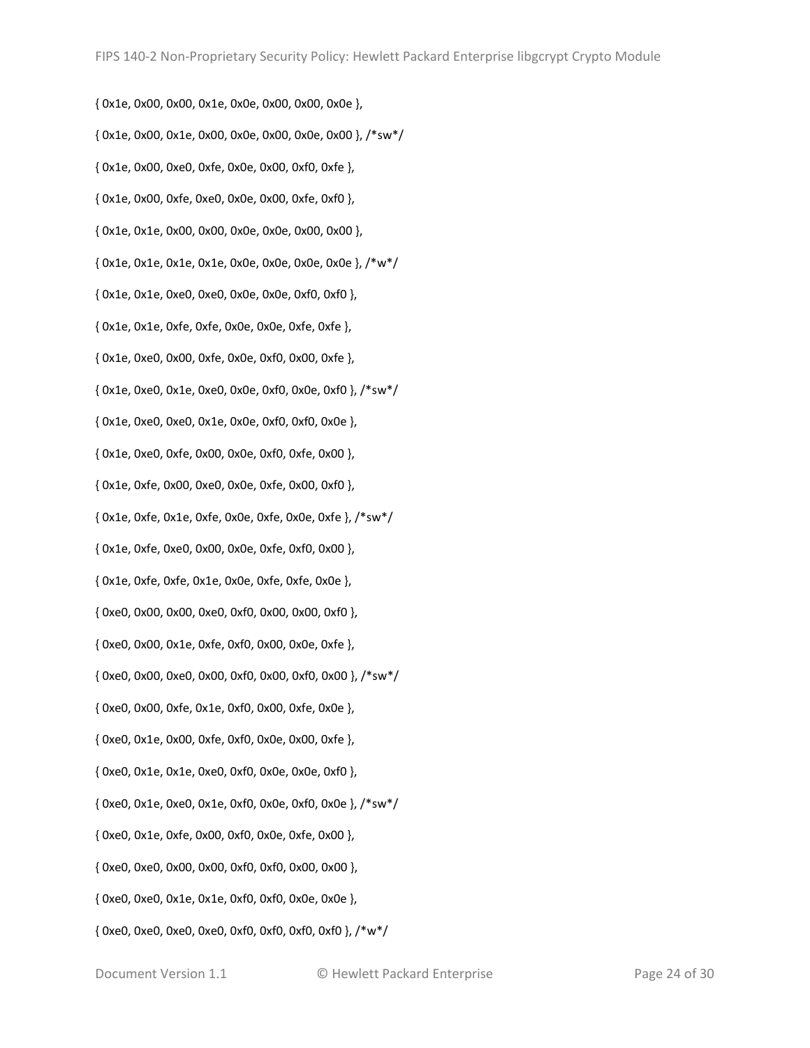```
{ 0x1e, 0x00, 0x00, 0x1e, 0x0e, 0x00, 0x00, 0x0e },
{ 0x1e, 0x00, 0x1e, 0x00, 0x0e, 0x00, 0x0e, 0x00 }, /*sw*/
{ 0x1e, 0x00, 0xe0, 0xfe, 0x0e, 0x00, 0xf0, 0xfe },
{ 0x1e, 0x00, 0xfe, 0xe0, 0x0e, 0x00, 0xfe, 0xf0 },
{ 0x1e, 0x1e, 0x00, 0x00, 0x0e, 0x0e, 0x00, 0x00 },
{ 0x1e, 0x1e, 0x1e, 0x1e, 0x0e, 0x0e, 0x0e, 0x0e }, /*w*/
{ 0x1e, 0x1e, 0xe0, 0xe0, 0x0e, 0x0e, 0xf0, 0xf0 },
{ 0x1e, 0x1e, 0xfe, 0xfe, 0x0e, 0x0e, 0xfe, 0xfe },
{ 0x1e, 0xe0, 0x00, 0xfe, 0x0e, 0xf0, 0x00, 0xfe },
{ 0x1e, 0xe0, 0x1e, 0xe0, 0x0e, 0xf0, 0x0e, 0xf0 }, /*sw*/
{ 0x1e, 0xe0, 0xe0, 0x1e, 0x0e, 0xf0, 0xf0, 0x0e },
{ 0x1e, 0xe0, 0xfe, 0x00, 0x0e, 0xf0, 0xfe, 0x00 },
{ 0x1e, 0xfe, 0x00, 0xe0, 0x0e, 0xfe, 0x00, 0xf0 },
{ 0x1e, 0xfe, 0x1e, 0xfe, 0x0e, 0xfe, 0x0e, 0xfe }, /*sw*/
{ 0x1e, 0xfe, 0xe0, 0x00, 0x0e, 0xfe, 0xf0, 0x00 },
{ 0x1e, 0xfe, 0xfe, 0x1e, 0x0e, 0xfe, 0xfe, 0x0e },
{ 0xe0, 0x00, 0x00, 0xe0, 0xf0, 0x00, 0x00, 0xf0 },
{ 0xe0, 0x00, 0x1e, 0xfe, 0xf0, 0x00, 0x0e, 0xfe },
{ 0xe0, 0x00, 0xe0, 0x00, 0xf0, 0x00, 0xf0, 0x00 }, /*sw*/
{ 0xe0, 0x00, 0xfe, 0x1e, 0xf0, 0x00, 0xfe, 0x0e },
{ 0xe0, 0x1e, 0x00, 0xfe, 0xf0, 0x0e, 0x00, 0xfe },
{ 0xe0, 0x1e, 0x1e, 0xe0, 0xf0, 0x0e, 0x0e, 0xf0 },
{ 0xe0, 0x1e, 0xe0, 0x1e, 0xf0, 0x0e, 0xf0, 0x0e }, /*sw*/
{ 0xe0, 0x1e, 0xfe, 0x00, 0xf0, 0x0e, 0xfe, 0x00 },
{ 0xe0, 0xe0, 0x00, 0x00, 0xf0, 0xf0, 0x00, 0x00 },
{ 0xe0, 0xe0, 0x1e, 0x1e, 0xf0, 0xf0, 0x0e, 0x0e },
{ 0xe0, 0xe0, 0xe0, 0xe0, 0xf0, 0xf0, 0xf0, 0xf0 }, /*w*/
```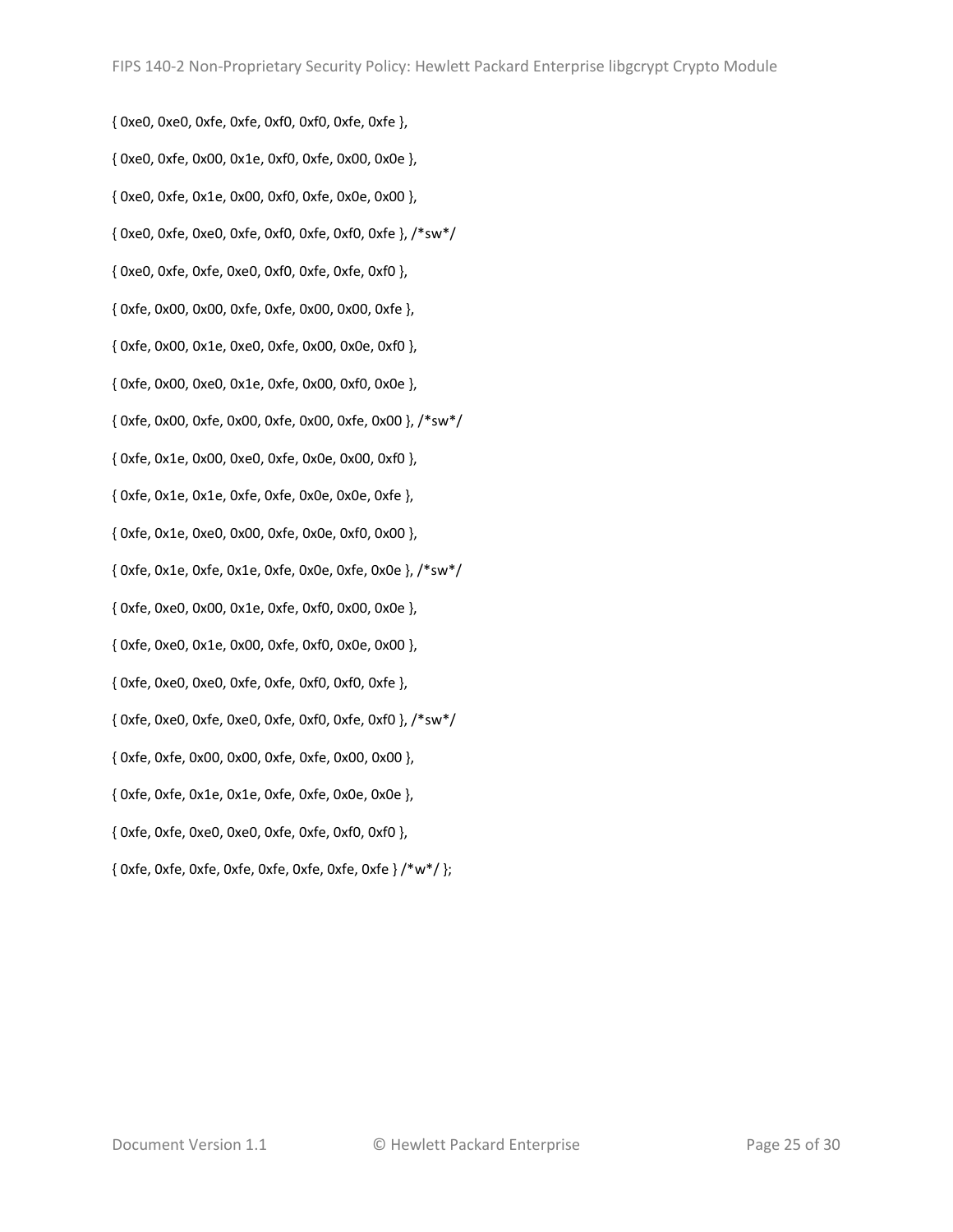```
{ 0xe0, 0xe0, 0xfe, 0xfe, 0xf0, 0xf0, 0xfe, 0xfe },
{ 0xe0, 0xfe, 0x00, 0x1e, 0xf0, 0xfe, 0x00, 0x0e },
{ 0xe0, 0xfe, 0x1e, 0x00, 0xf0, 0xfe, 0x0e, 0x00 },
{ 0xe0, 0xfe, 0xe0, 0xfe, 0xf0, 0xfe, 0xf0, 0xfe }, /*sw*/
{ 0xe0, 0xfe, 0xfe, 0xe0, 0xf0, 0xfe, 0xfe, 0xf0 },
{ 0xfe, 0x00, 0x00, 0xfe, 0xfe, 0x00, 0x00, 0xfe },
{ 0xfe, 0x00, 0x1e, 0xe0, 0xfe, 0x00, 0x0e, 0xf0 },
{ 0xfe, 0x00, 0xe0, 0x1e, 0xfe, 0x00, 0xf0, 0x0e },
{ 0xfe, 0x00, 0xfe, 0x00, 0xfe, 0x00, 0xfe, 0x00 }, /*sw*/
{ 0xfe, 0x1e, 0x00, 0xe0, 0xfe, 0x0e, 0x00, 0xf0 },
{ 0xfe, 0x1e, 0x1e, 0xfe, 0xfe, 0x0e, 0x0e, 0xfe },
{ 0xfe, 0x1e, 0xe0, 0x00, 0xfe, 0x0e, 0xf0, 0x00 },
{ 0xfe, 0x1e, 0xfe, 0x1e, 0xfe, 0x0e, 0xfe, 0x0e }, /*sw*/
{ 0xfe, 0xe0, 0x00, 0x1e, 0xfe, 0xf0, 0x00, 0x0e },
{ 0xfe, 0xe0, 0x1e, 0x00, 0xfe, 0xf0, 0x0e, 0x00 },
{ 0xfe, 0xe0, 0xe0, 0xfe, 0xfe, 0xf0, 0xf0, 0xfe },
{ 0xfe, 0xe0, 0xfe, 0xe0, 0xfe, 0xf0, 0xfe, 0xf0 }, /*sw*/
{ 0xfe, 0xfe, 0x00, 0x00, 0xfe, 0xfe, 0x00, 0x00 },
{ 0xfe, 0xfe, 0x1e, 0x1e, 0xfe, 0xfe, 0x0e, 0x0e },
{ 0xfe, 0xfe, 0xe0, 0xe0, 0xfe, 0xfe, 0xf0, 0xf0 },
{ 0xfe, 0xfe, 0xfe, 0xfe, 0xfe, 0xfe, 0xfe, 0xfe } /*w*/ };
```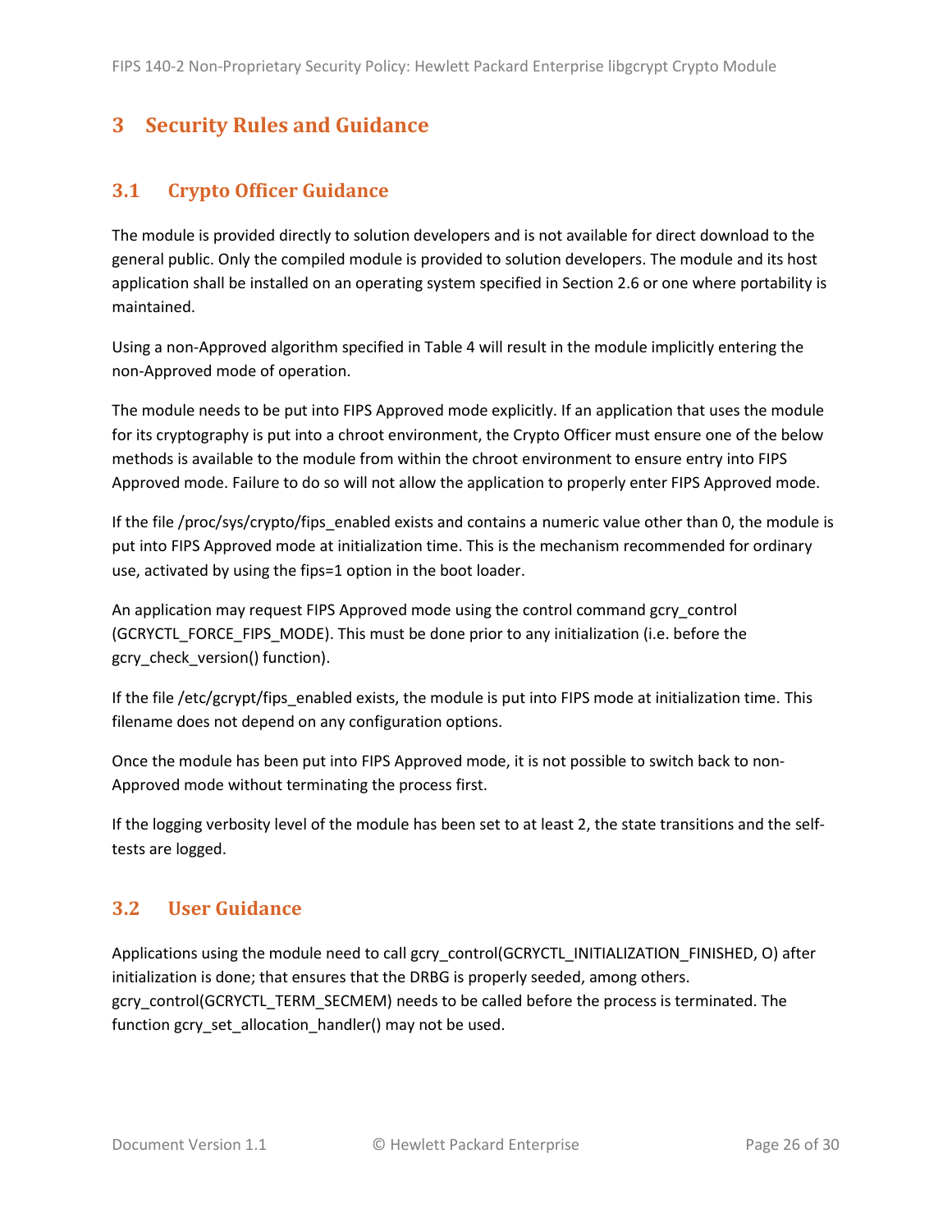# 3 Security Rules and Guidance

## 3.1 Crypto Officer Guidance

The module is provided directly to solution developers and is not available for direct download to the general public. Only the compiled module is provided to solution developers. The module and its host application shall be installed on an operating system specified in Section 2.6 or one where portability is maintained.

Using a non-Approved algorithm specified in Table 4 will result in the module implicitly entering the non-Approved mode of operation.

The module needs to be put into FIPS Approved mode explicitly. If an application that uses the module for its cryptography is put into a chroot environment, the Crypto Officer must ensure one of the below methods is available to the module from within the chroot environment to ensure entry into FIPS Approved mode. Failure to do so will not allow the application to properly enter FIPS Approved mode.

If the file /proc/sys/crypto/fips_enabled exists and contains a numeric value other than 0, the module is put into FIPS Approved mode at initialization time. This is the mechanism recommended for ordinary use, activated by using the fips=1 option in the boot loader.

An application may request FIPS Approved mode using the control command gcry_control (GCRYCTL_FORCE_FIPS_MODE). This must be done prior to any initialization (i.e. before the gcry_check_version() function).

If the file /etc/gcrypt/fips_enabled exists, the module is put into FIPS mode at initialization time. This filename does not depend on any configuration options.

Once the module has been put into FIPS Approved mode, it is not possible to switch back to non-Approved mode without terminating the process first.

If the logging verbosity level of the module has been set to at least 2, the state transitions and the self-tests are logged.

## 3.2 User Guidance

Applications using the module need to call gcry_control(GCRYCTL_INITIALIZATION_FINISHED, O) after initialization is done; that ensures that the DRBG is properly seeded, among others. gcry_control(GCRYCTL_TERM_SECMEM) needs to be called before the process is terminated. The function gcry_set_allocation_handler() may not be used.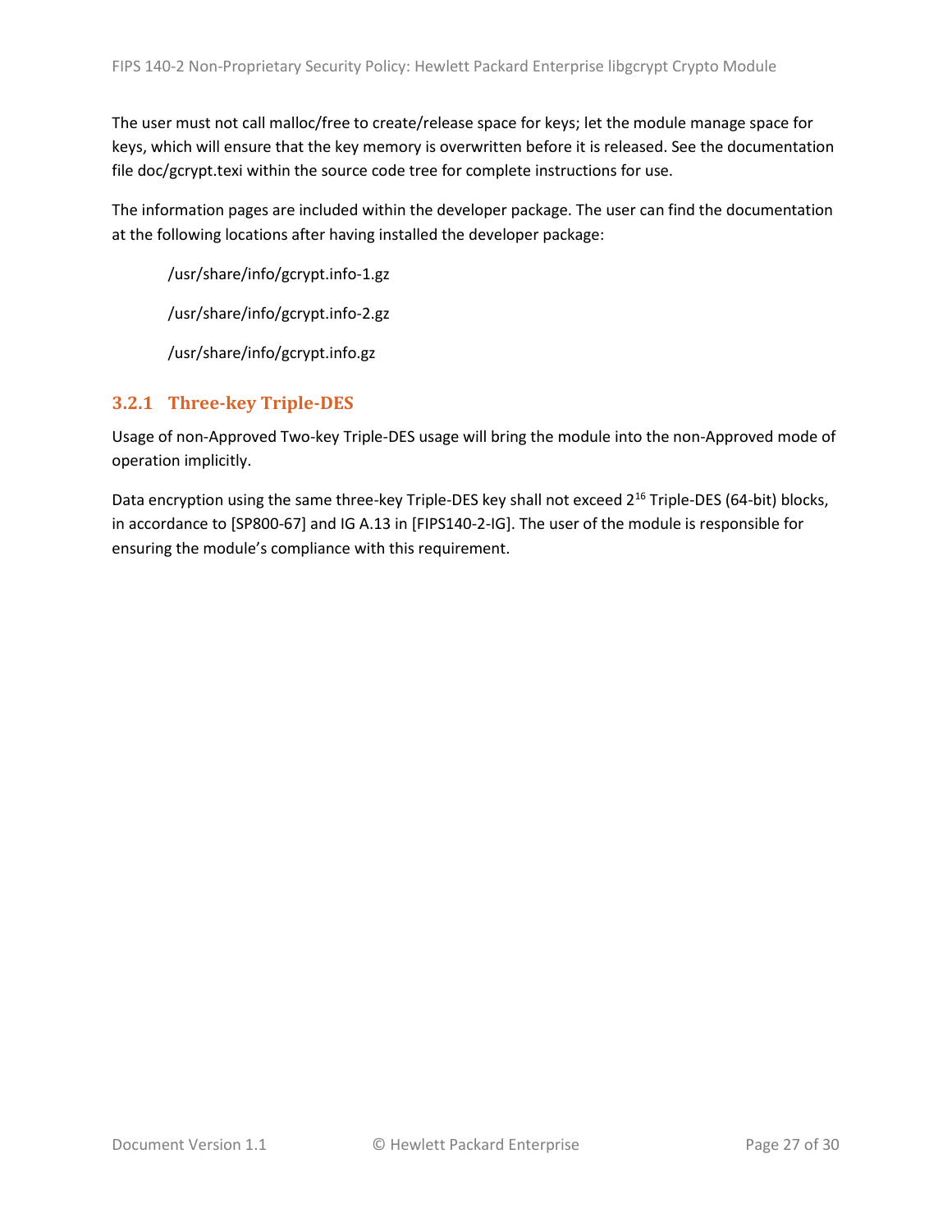The user must not call malloc/free to create/release space for keys; let the module manage space for keys, which will ensure that the key memory is overwritten before it is released. See the documentation file doc/gcrypt.texi within the source code tree for complete instructions for use.

The information pages are included within the developer package. The user can find the documentation at the following locations after having installed the developer package:

/usr/share/info/gcrypt.info-1.gz

/usr/share/info/gcrypt.info-2.gz

/usr/share/info/gcrypt.info.gz

### 3.2.1 Three-key Triple-DES

Usage of non-Approved Two-key Triple-DES usage will bring the module into the non-Approved mode of operation implicitly.

Data encryption using the same three-key Triple-DES key shall not exceed $2^{16}$ Triple-DES (64-bit) blocks, in accordance to [SP800-67] and IG A.13 in [FIPS140-2-IG]. The user of the module is responsible for ensuring the module's compliance with this requirement.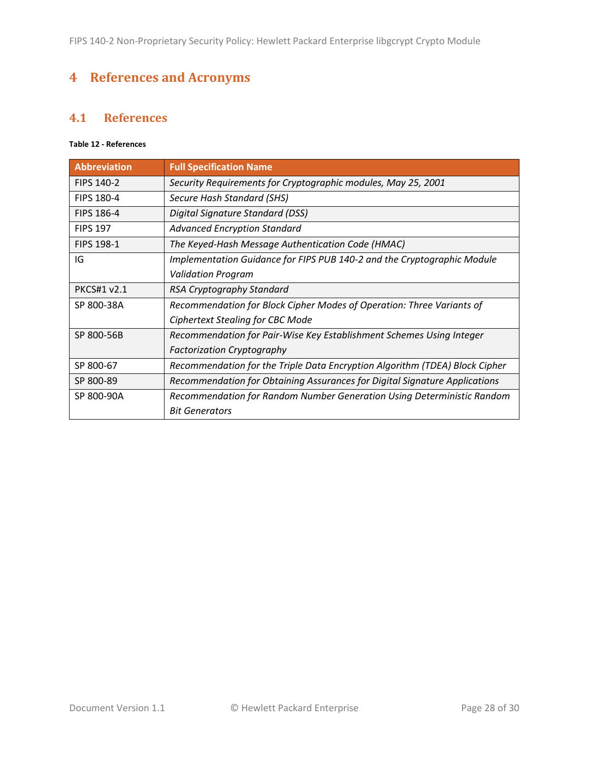# 4 References and Acronyms

## 4.1 References

**Table 12 - References**

| Abbreviation | Full Specification Name |
|---|---|
| FIPS 140-2 | *Security Requirements for Cryptographic modules, May 25, 2001* |
| FIPS 180-4 | *Secure Hash Standard (SHS)* |
| FIPS 186-4 | *Digital Signature Standard (DSS)* |
| FIPS 197 | *Advanced Encryption Standard* |
| FIPS 198-1 | *The Keyed-Hash Message Authentication Code (HMAC)* |
| IG | *Implementation Guidance for FIPS PUB 140-2 and the Cryptographic Module Validation Program* |
| PKCS#1 v2.1 | *RSA Cryptography Standard* |
| SP 800-38A | *Recommendation for Block Cipher Modes of Operation: Three Variants of Ciphertext Stealing for CBC Mode* |
| SP 800-56B | *Recommendation for Pair-Wise Key Establishment Schemes Using Integer Factorization Cryptography* |
| SP 800-67 | *Recommendation for the Triple Data Encryption Algorithm (TDEA) Block Cipher* |
| SP 800-89 | *Recommendation for Obtaining Assurances for Digital Signature Applications* |
| SP 800-90A | *Recommendation for Random Number Generation Using Deterministic Random Bit Generators* |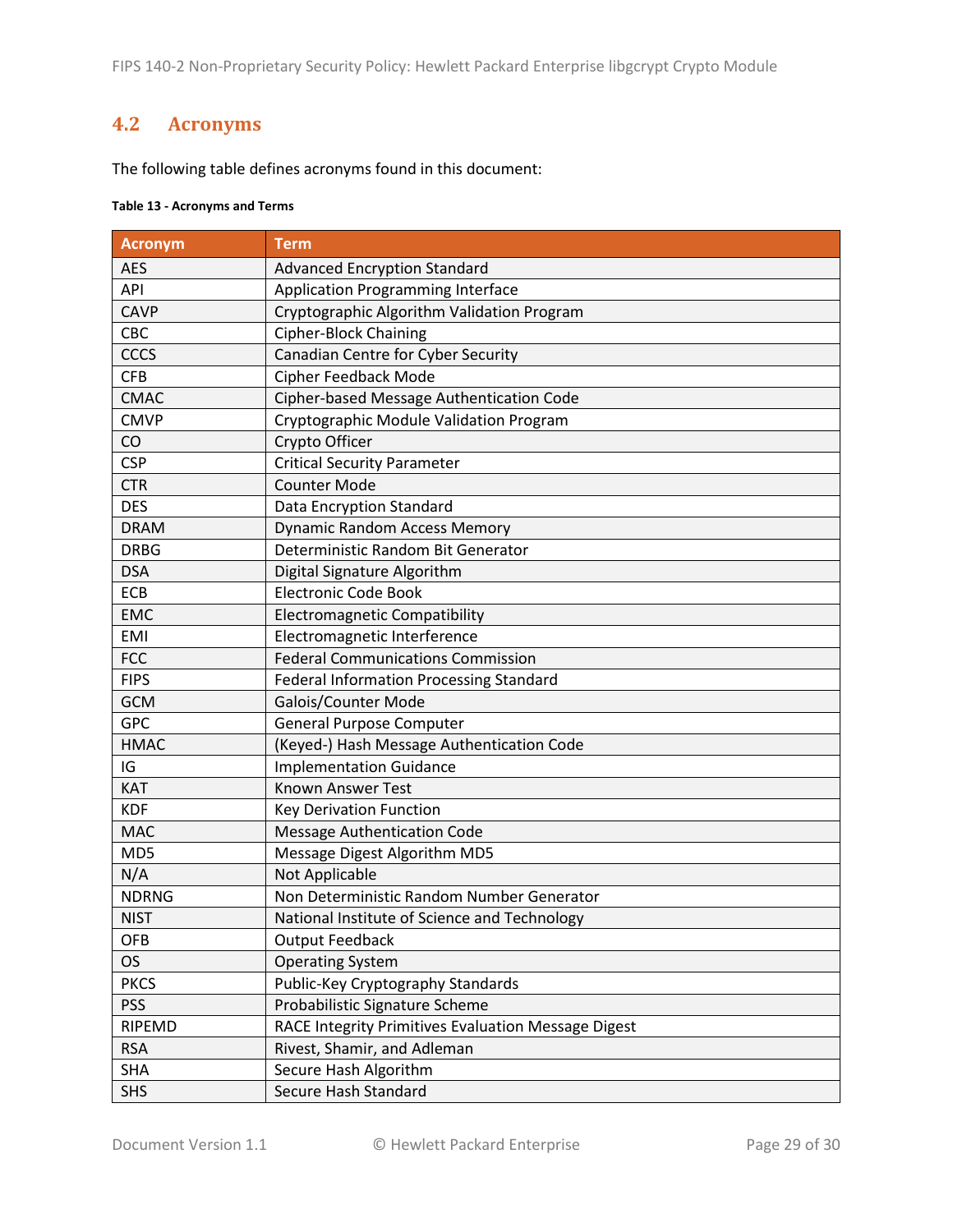## 4.2 Acronyms

The following table defines acronyms found in this document:

**Table 13 - Acronyms and Terms**

| Acronym | Term |
|---|---|
| AES | Advanced Encryption Standard |
| API | Application Programming Interface |
| CAVP | Cryptographic Algorithm Validation Program |
| CBC | Cipher-Block Chaining |
| CCCS | Canadian Centre for Cyber Security |
| CFB | Cipher Feedback Mode |
| CMAC | Cipher-based Message Authentication Code |
| CMVP | Cryptographic Module Validation Program |
| CO | Crypto Officer |
| CSP | Critical Security Parameter |
| CTR | Counter Mode |
| DES | Data Encryption Standard |
| DRAM | Dynamic Random Access Memory |
| DRBG | Deterministic Random Bit Generator |
| DSA | Digital Signature Algorithm |
| ECB | Electronic Code Book |
| EMC | Electromagnetic Compatibility |
| EMI | Electromagnetic Interference |
| FCC | Federal Communications Commission |
| FIPS | Federal Information Processing Standard |
| GCM | Galois/Counter Mode |
| GPC | General Purpose Computer |
| HMAC | (Keyed-) Hash Message Authentication Code |
| IG | Implementation Guidance |
| KAT | Known Answer Test |
| KDF | Key Derivation Function |
| MAC | Message Authentication Code |
| MD5 | Message Digest Algorithm MD5 |
| N/A | Not Applicable |
| NDRNG | Non Deterministic Random Number Generator |
| NIST | National Institute of Science and Technology |
| OFB | Output Feedback |
| OS | Operating System |
| PKCS | Public-Key Cryptography Standards |
| PSS | Probabilistic Signature Scheme |
| RIPEMD | RACE Integrity Primitives Evaluation Message Digest |
| RSA | Rivest, Shamir, and Adleman |
| SHA | Secure Hash Algorithm |
| SHS | Secure Hash Standard |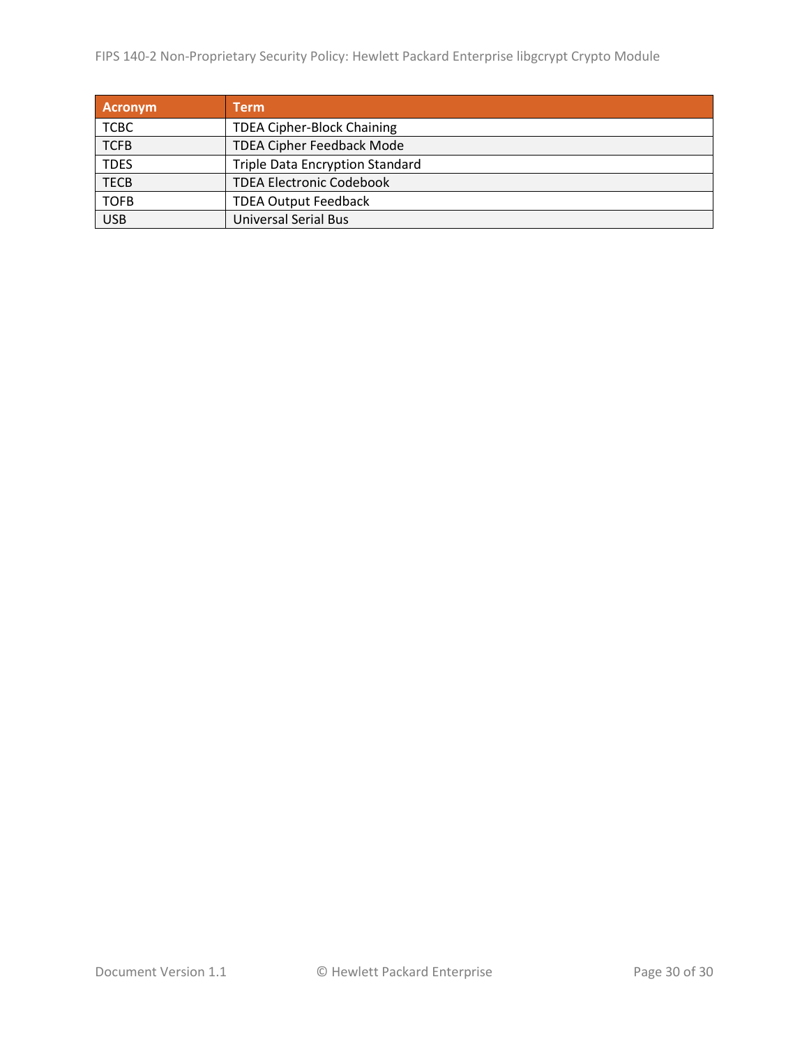| Acronym | Term |
| --- | --- |
| TCBC | TDEA Cipher-Block Chaining |
| TCFB | TDEA Cipher Feedback Mode |
| TDES | Triple Data Encryption Standard |
| TECB | TDEA Electronic Codebook |
| TOFB | TDEA Output Feedback |
| USB | Universal Serial Bus |